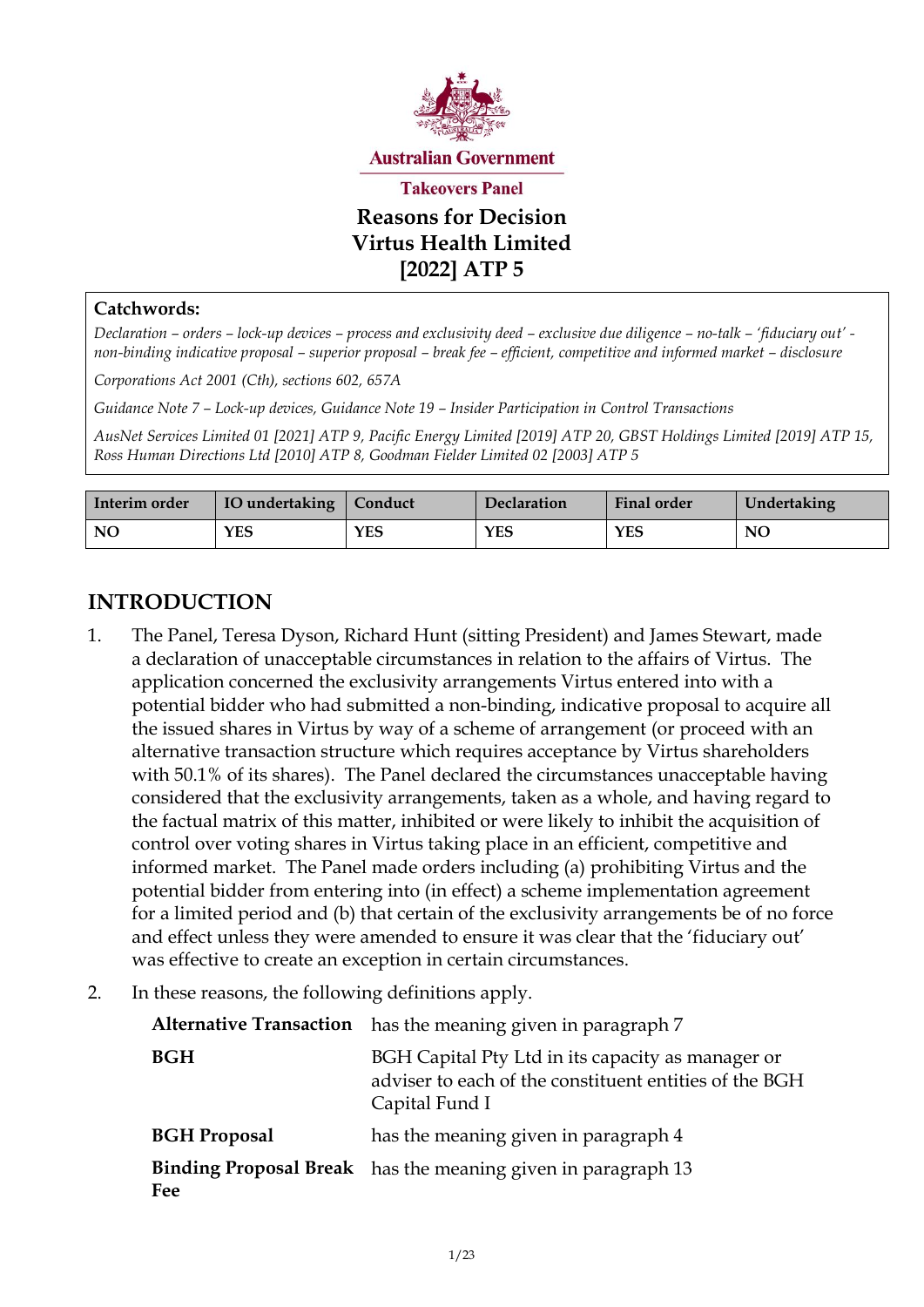Australian Government

Takeovers Panel

# Reasons for Decision
# Virtus Health Limited
# [2022] ATP 5

**Catchwords:**

*Declaration – orders – lock-up devices – process and exclusivity deed – exclusive due diligence – no-talk – 'fiduciary out' - non-binding indicative proposal – superior proposal – break fee – efficient, competitive and informed market – disclosure*

*Corporations Act 2001 (Cth), sections 602, 657A*

*Guidance Note 7 – Lock-up devices, Guidance Note 19 – Insider Participation in Control Transactions*

*AusNet Services Limited 01 [2021] ATP 9, Pacific Energy Limited [2019] ATP 20, GBST Holdings Limited [2019] ATP 15, Ross Human Directions Ltd [2010] ATP 8, Goodman Fielder Limited 02 [2003] ATP 5*

| Interim order | IO undertaking | Conduct | Declaration | Final order | Undertaking |
|---|---|---|---|---|---|
| NO | YES | YES | YES | YES | NO |

## INTRODUCTION

1. The Panel, Teresa Dyson, Richard Hunt (sitting President) and James Stewart, made a declaration of unacceptable circumstances in relation to the affairs of Virtus. The application concerned the exclusivity arrangements Virtus entered into with a potential bidder who had submitted a non-binding, indicative proposal to acquire all the issued shares in Virtus by way of a scheme of arrangement (or proceed with an alternative transaction structure which requires acceptance by Virtus shareholders with 50.1% of its shares). The Panel declared the circumstances unacceptable having considered that the exclusivity arrangements, taken as a whole, and having regard to the factual matrix of this matter, inhibited or were likely to inhibit the acquisition of control over voting shares in Virtus taking place in an efficient, competitive and informed market. The Panel made orders including (a) prohibiting Virtus and the potential bidder from entering into (in effect) a scheme implementation agreement for a limited period and (b) that certain of the exclusivity arrangements be of no force and effect unless they were amended to ensure it was clear that the 'fiduciary out' was effective to create an exception in certain circumstances.

2. In these reasons, the following definitions apply.

| | |
|---|---|
| **Alternative Transaction** | has the meaning given in paragraph 7 |
| **BGH** | BGH Capital Pty Ltd in its capacity as manager or adviser to each of the constituent entities of the BGH Capital Fund I |
| **BGH Proposal** | has the meaning given in paragraph 4 |
| **Binding Proposal Break Fee** | has the meaning given in paragraph 13 |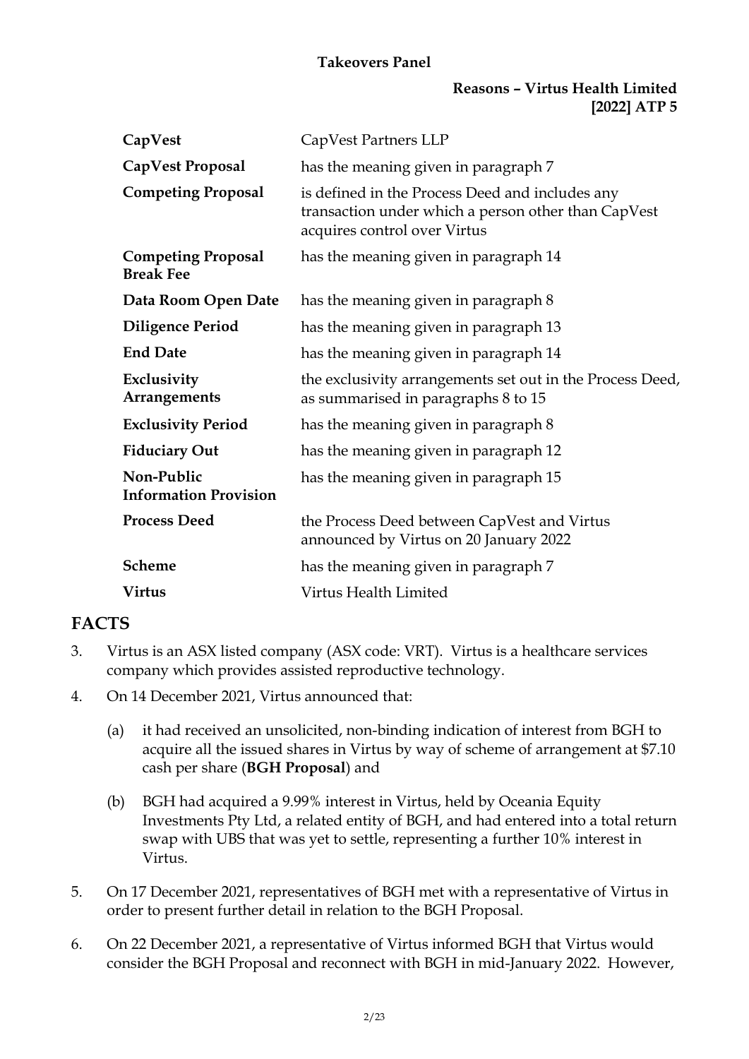| | |
|---|---|
| **CapVest** | CapVest Partners LLP |
| **CapVest Proposal** | has the meaning given in paragraph 7 |
| **Competing Proposal** | is defined in the Process Deed and includes any transaction under which a person other than CapVest acquires control over Virtus |
| **Competing Proposal Break Fee** | has the meaning given in paragraph 14 |
| **Data Room Open Date** | has the meaning given in paragraph 8 |
| **Diligence Period** | has the meaning given in paragraph 13 |
| **End Date** | has the meaning given in paragraph 14 |
| **Exclusivity Arrangements** | the exclusivity arrangements set out in the Process Deed, as summarised in paragraphs 8 to 15 |
| **Exclusivity Period** | has the meaning given in paragraph 8 |
| **Fiduciary Out** | has the meaning given in paragraph 12 |
| **Non-Public Information Provision** | has the meaning given in paragraph 15 |
| **Process Deed** | the Process Deed between CapVest and Virtus announced by Virtus on 20 January 2022 |
| **Scheme** | has the meaning given in paragraph 7 |
| **Virtus** | Virtus Health Limited |

## FACTS

3. Virtus is an ASX listed company (ASX code: VRT). Virtus is a healthcare services company which provides assisted reproductive technology.

4. On 14 December 2021, Virtus announced that:

   (a) it had received an unsolicited, non-binding indication of interest from BGH to acquire all the issued shares in Virtus by way of scheme of arrangement at $7.10 cash per share (**BGH Proposal**) and

   (b) BGH had acquired a 9.99% interest in Virtus, held by Oceania Equity Investments Pty Ltd, a related entity of BGH, and had entered into a total return swap with UBS that was yet to settle, representing a further 10% interest in Virtus.

5. On 17 December 2021, representatives of BGH met with a representative of Virtus in order to present further detail in relation to the BGH Proposal.

6. On 22 December 2021, a representative of Virtus informed BGH that Virtus would consider the BGH Proposal and reconnect with BGH in mid-January 2022. However,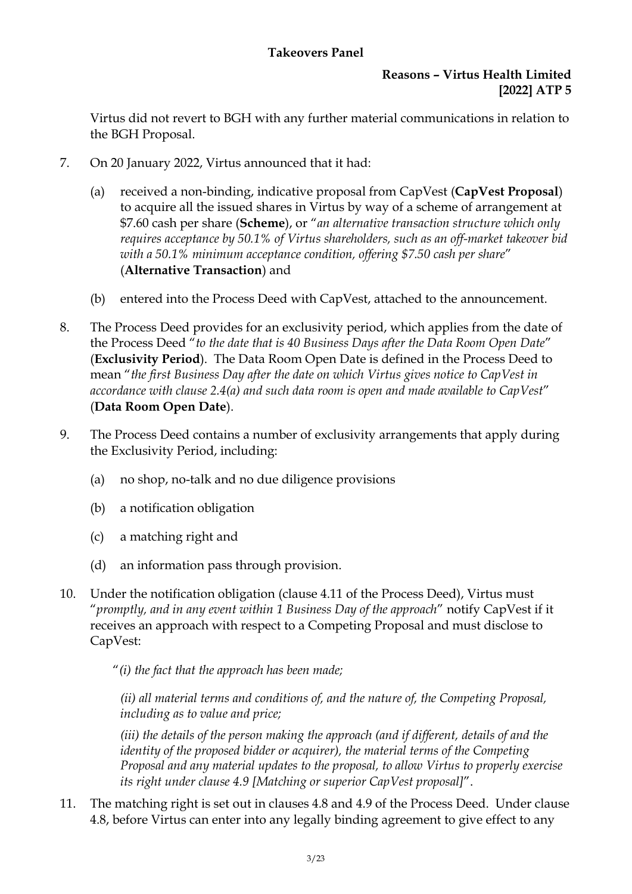Virtus did not revert to BGH with any further material communications in relation to the BGH Proposal.

7. On 20 January 2022, Virtus announced that it had:

   (a) received a non-binding, indicative proposal from CapVest (**CapVest Proposal**) to acquire all the issued shares in Virtus by way of a scheme of arrangement at $7.60 cash per share (**Scheme**), or "*an alternative transaction structure which only requires acceptance by 50.1% of Virtus shareholders, such as an off-market takeover bid with a 50.1% minimum acceptance condition, offering $7.50 cash per share*" (**Alternative Transaction**) and

   (b) entered into the Process Deed with CapVest, attached to the announcement.

8. The Process Deed provides for an exclusivity period, which applies from the date of the Process Deed "*to the date that is 40 Business Days after the Data Room Open Date*" (**Exclusivity Period**). The Data Room Open Date is defined in the Process Deed to mean "*the first Business Day after the date on which Virtus gives notice to CapVest in accordance with clause 2.4(a) and such data room is open and made available to CapVest*" (**Data Room Open Date**).

9. The Process Deed contains a number of exclusivity arrangements that apply during the Exclusivity Period, including:

   (a) no shop, no-talk and no due diligence provisions

   (b) a notification obligation

   (c) a matching right and

   (d) an information pass through provision.

10. Under the notification obligation (clause 4.11 of the Process Deed), Virtus must "*promptly, and in any event within 1 Business Day of the approach*" notify CapVest if it receives an approach with respect to a Competing Proposal and must disclose to CapVest:

    "*(i) the fact that the approach has been made;*

    *(ii) all material terms and conditions of, and the nature of, the Competing Proposal, including as to value and price;*

    *(iii) the details of the person making the approach (and if different, details of and the identity of the proposed bidder or acquirer), the material terms of the Competing Proposal and any material updates to the proposal, to allow Virtus to properly exercise its right under clause 4.9 [Matching or superior CapVest proposal]*".

11. The matching right is set out in clauses 4.8 and 4.9 of the Process Deed. Under clause 4.8, before Virtus can enter into any legally binding agreement to give effect to any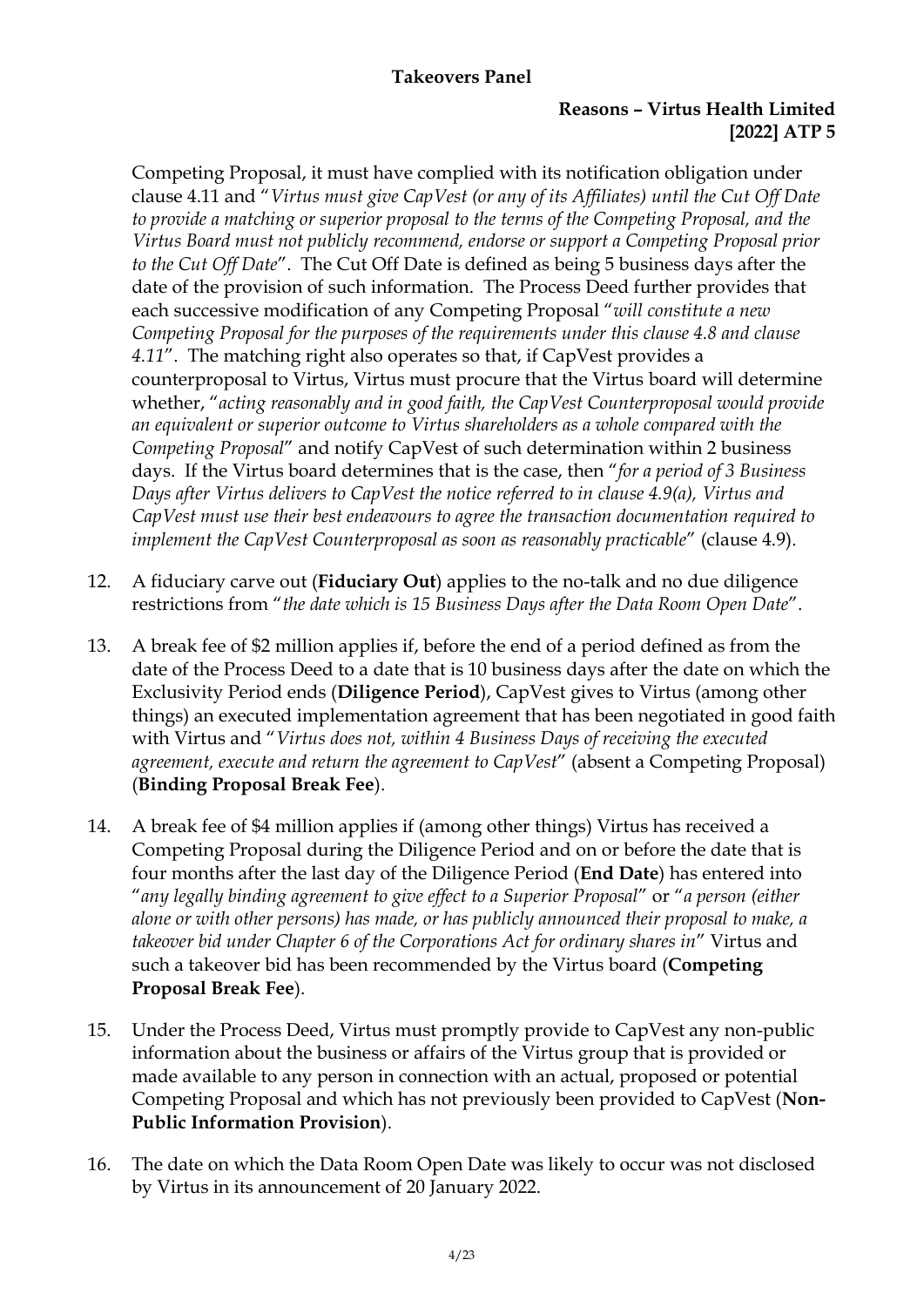Competing Proposal, it must have complied with its notification obligation under clause 4.11 and "*Virtus must give CapVest (or any of its Affiliates) until the Cut Off Date to provide a matching or superior proposal to the terms of the Competing Proposal, and the Virtus Board must not publicly recommend, endorse or support a Competing Proposal prior to the Cut Off Date*". The Cut Off Date is defined as being 5 business days after the date of the provision of such information. The Process Deed further provides that each successive modification of any Competing Proposal "*will constitute a new Competing Proposal for the purposes of the requirements under this clause 4.8 and clause 4.11*". The matching right also operates so that, if CapVest provides a counterproposal to Virtus, Virtus must procure that the Virtus board will determine whether, "*acting reasonably and in good faith, the CapVest Counterproposal would provide an equivalent or superior outcome to Virtus shareholders as a whole compared with the Competing Proposal*" and notify CapVest of such determination within 2 business days. If the Virtus board determines that is the case, then "*for a period of 3 Business Days after Virtus delivers to CapVest the notice referred to in clause 4.9(a), Virtus and CapVest must use their best endeavours to agree the transaction documentation required to implement the CapVest Counterproposal as soon as reasonably practicable*" (clause 4.9).

12. A fiduciary carve out (**Fiduciary Out**) applies to the no-talk and no due diligence restrictions from "*the date which is 15 Business Days after the Data Room Open Date*".

13. A break fee of $2 million applies if, before the end of a period defined as from the date of the Process Deed to a date that is 10 business days after the date on which the Exclusivity Period ends (**Diligence Period**), CapVest gives to Virtus (among other things) an executed implementation agreement that has been negotiated in good faith with Virtus and "*Virtus does not, within 4 Business Days of receiving the executed agreement, execute and return the agreement to CapVest*" (absent a Competing Proposal) (**Binding Proposal Break Fee**).

14. A break fee of $4 million applies if (among other things) Virtus has received a Competing Proposal during the Diligence Period and on or before the date that is four months after the last day of the Diligence Period (**End Date**) has entered into "*any legally binding agreement to give effect to a Superior Proposal*" or "*a person (either alone or with other persons) has made, or has publicly announced their proposal to make, a takeover bid under Chapter 6 of the Corporations Act for ordinary shares in*" Virtus and such a takeover bid has been recommended by the Virtus board (**Competing Proposal Break Fee**).

15. Under the Process Deed, Virtus must promptly provide to CapVest any non-public information about the business or affairs of the Virtus group that is provided or made available to any person in connection with an actual, proposed or potential Competing Proposal and which has not previously been provided to CapVest (**Non-Public Information Provision**).

16. The date on which the Data Room Open Date was likely to occur was not disclosed by Virtus in its announcement of 20 January 2022.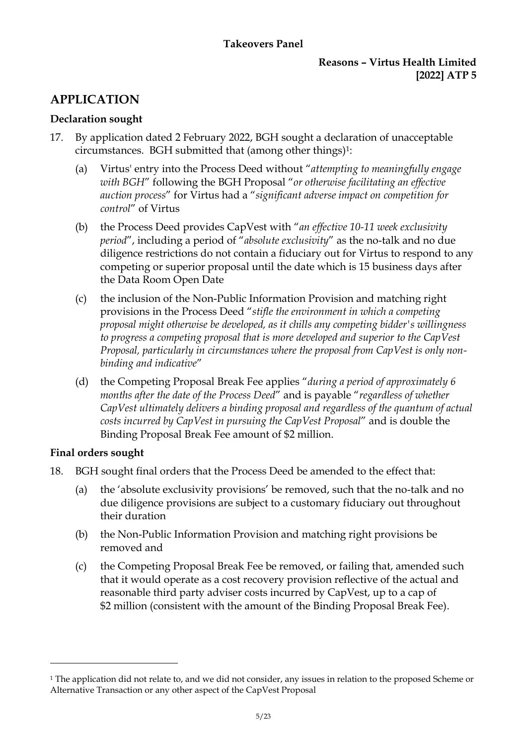## APPLICATION

### Declaration sought

17. By application dated 2 February 2022, BGH sought a declaration of unacceptable circumstances. BGH submitted that (among other things)[1]:

    (a) Virtus' entry into the Process Deed without "*attempting to meaningfully engage with BGH*" following the BGH Proposal "*or otherwise facilitating an effective auction process*" for Virtus had a "*significant adverse impact on competition for control*" of Virtus

    (b) the Process Deed provides CapVest with "*an effective 10-11 week exclusivity period*", including a period of "*absolute exclusivity*" as the no-talk and no due diligence restrictions do not contain a fiduciary out for Virtus to respond to any competing or superior proposal until the date which is 15 business days after the Data Room Open Date

    (c) the inclusion of the Non-Public Information Provision and matching right provisions in the Process Deed "*stifle the environment in which a competing proposal might otherwise be developed, as it chills any competing bidder's willingness to progress a competing proposal that is more developed and superior to the CapVest Proposal, particularly in circumstances where the proposal from CapVest is only non-binding and indicative*"

    (d) the Competing Proposal Break Fee applies "*during a period of approximately 6 months after the date of the Process Deed*" and is payable "*regardless of whether CapVest ultimately delivers a binding proposal and regardless of the quantum of actual costs incurred by CapVest in pursuing the CapVest Proposal*" and is double the Binding Proposal Break Fee amount of $2 million.

### Final orders sought

18. BGH sought final orders that the Process Deed be amended to the effect that:

    (a) the 'absolute exclusivity provisions' be removed, such that the no-talk and no due diligence provisions are subject to a customary fiduciary out throughout their duration

    (b) the Non-Public Information Provision and matching right provisions be removed and

    (c) the Competing Proposal Break Fee be removed, or failing that, amended such that it would operate as a cost recovery provision reflective of the actual and reasonable third party adviser costs incurred by CapVest, up to a cap of $2 million (consistent with the amount of the Binding Proposal Break Fee).

---

[1] The application did not relate to, and we did not consider, any issues in relation to the proposed Scheme or Alternative Transaction or any other aspect of the CapVest Proposal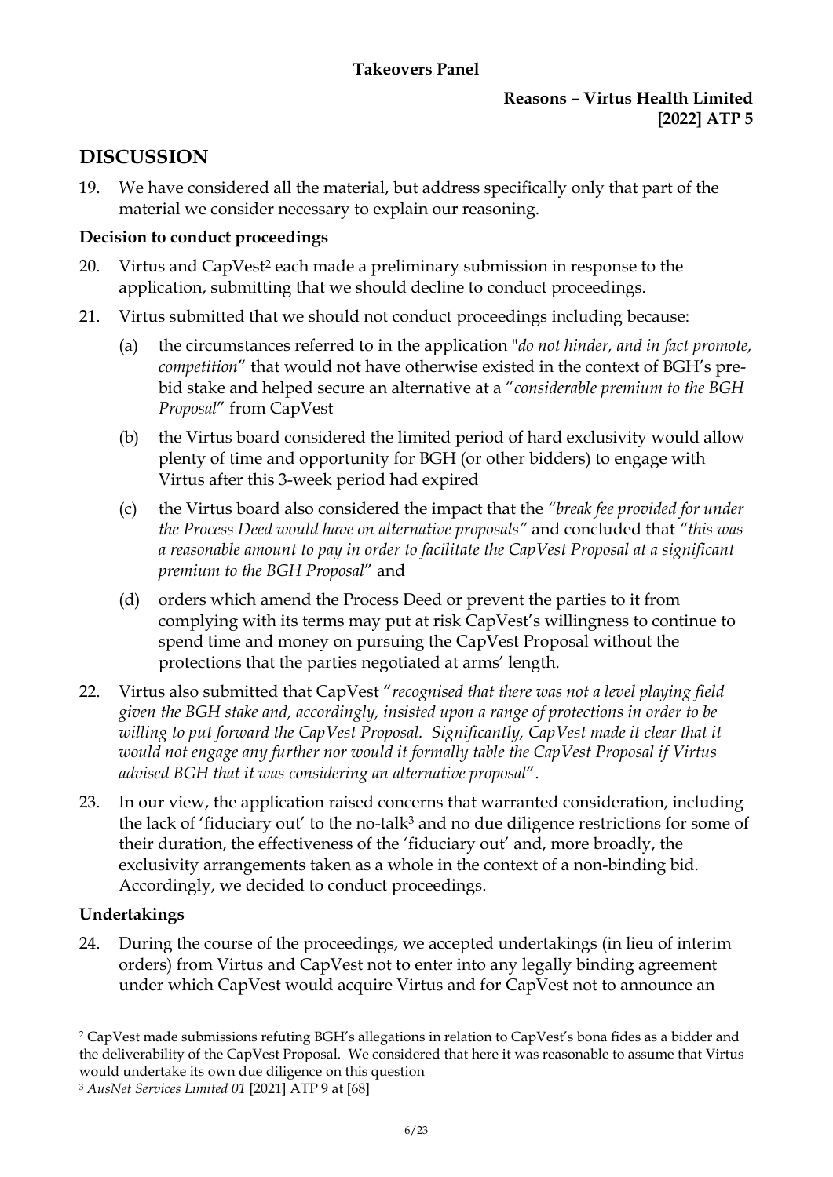## DISCUSSION

19. We have considered all the material, but address specifically only that part of the material we consider necessary to explain our reasoning.

### Decision to conduct proceedings

20. Virtus and CapVest[2] each made a preliminary submission in response to the application, submitting that we should decline to conduct proceedings.

21. Virtus submitted that we should not conduct proceedings including because:

    (a) the circumstances referred to in the application "*do not hinder, and in fact promote, competition*" that would not have otherwise existed in the context of BGH's pre-bid stake and helped secure an alternative at a "*considerable premium to the BGH Proposal*" from CapVest

    (b) the Virtus board considered the limited period of hard exclusivity would allow plenty of time and opportunity for BGH (or other bidders) to engage with Virtus after this 3-week period had expired

    (c) the Virtus board also considered the impact that the *"break fee provided for under the Process Deed would have on alternative proposals"* and concluded that *"this was a reasonable amount to pay in order to facilitate the CapVest Proposal at a significant premium to the BGH Proposal*" and

    (d) orders which amend the Process Deed or prevent the parties to it from complying with its terms may put at risk CapVest's willingness to continue to spend time and money on pursuing the CapVest Proposal without the protections that the parties negotiated at arms' length.

22. Virtus also submitted that CapVest "*recognised that there was not a level playing field given the BGH stake and, accordingly, insisted upon a range of protections in order to be willing to put forward the CapVest Proposal. Significantly, CapVest made it clear that it would not engage any further nor would it formally table the CapVest Proposal if Virtus advised BGH that it was considering an alternative proposal*".

23. In our view, the application raised concerns that warranted consideration, including the lack of 'fiduciary out' to the no-talk[3] and no due diligence restrictions for some of their duration, the effectiveness of the 'fiduciary out' and, more broadly, the exclusivity arrangements taken as a whole in the context of a non-binding bid. Accordingly, we decided to conduct proceedings.

### Undertakings

24. During the course of the proceedings, we accepted undertakings (in lieu of interim orders) from Virtus and CapVest not to enter into any legally binding agreement under which CapVest would acquire Virtus and for CapVest not to announce an

---

[2] CapVest made submissions refuting BGH's allegations in relation to CapVest's bona fides as a bidder and the deliverability of the CapVest Proposal. We considered that here it was reasonable to assume that Virtus would undertake its own due diligence on this question

[3] *AusNet Services Limited 01* [2021] ATP 9 at [68]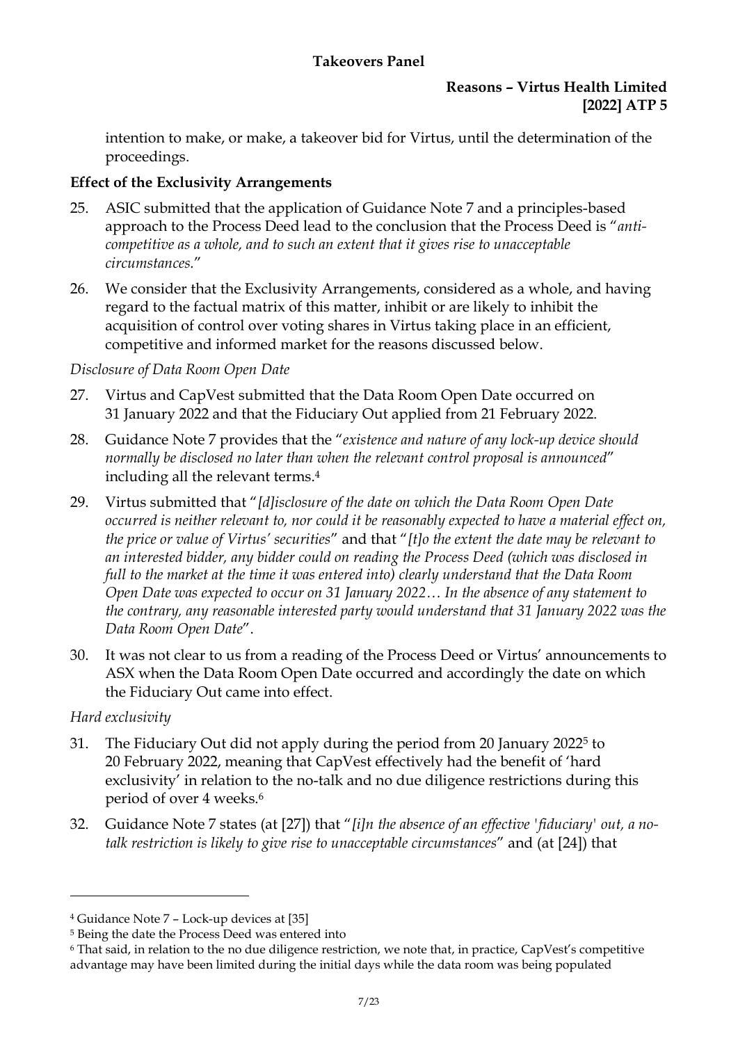intention to make, or make, a takeover bid for Virtus, until the determination of the proceedings.

**Effect of the Exclusivity Arrangements**

25. ASIC submitted that the application of Guidance Note 7 and a principles-based approach to the Process Deed lead to the conclusion that the Process Deed is "*anti-competitive as a whole, and to such an extent that it gives rise to unacceptable circumstances.*"

26. We consider that the Exclusivity Arrangements, considered as a whole, and having regard to the factual matrix of this matter, inhibit or are likely to inhibit the acquisition of control over voting shares in Virtus taking place in an efficient, competitive and informed market for the reasons discussed below.

*Disclosure of Data Room Open Date*

27. Virtus and CapVest submitted that the Data Room Open Date occurred on 31 January 2022 and that the Fiduciary Out applied from 21 February 2022.

28. Guidance Note 7 provides that the "*existence and nature of any lock-up device should normally be disclosed no later than when the relevant control proposal is announced*" including all the relevant terms.[4]

29. Virtus submitted that "*[d]isclosure of the date on which the Data Room Open Date occurred is neither relevant to, nor could it be reasonably expected to have a material effect on, the price or value of Virtus' securities*" and that "*[t]o the extent the date may be relevant to an interested bidder, any bidder could on reading the Process Deed (which was disclosed in full to the market at the time it was entered into) clearly understand that the Data Room Open Date was expected to occur on 31 January 2022… In the absence of any statement to the contrary, any reasonable interested party would understand that 31 January 2022 was the Data Room Open Date*".

30. It was not clear to us from a reading of the Process Deed or Virtus' announcements to ASX when the Data Room Open Date occurred and accordingly the date on which the Fiduciary Out came into effect.

*Hard exclusivity*

31. The Fiduciary Out did not apply during the period from 20 January 2022[5] to 20 February 2022, meaning that CapVest effectively had the benefit of 'hard exclusivity' in relation to the no-talk and no due diligence restrictions during this period of over 4 weeks.[6]

32. Guidance Note 7 states (at [27]) that "*[i]n the absence of an effective 'fiduciary' out, a no-talk restriction is likely to give rise to unacceptable circumstances*" and (at [24]) that

---

[4] Guidance Note 7 – Lock-up devices at [35]

[5] Being the date the Process Deed was entered into

[6] That said, in relation to the no due diligence restriction, we note that, in practice, CapVest's competitive advantage may have been limited during the initial days while the data room was being populated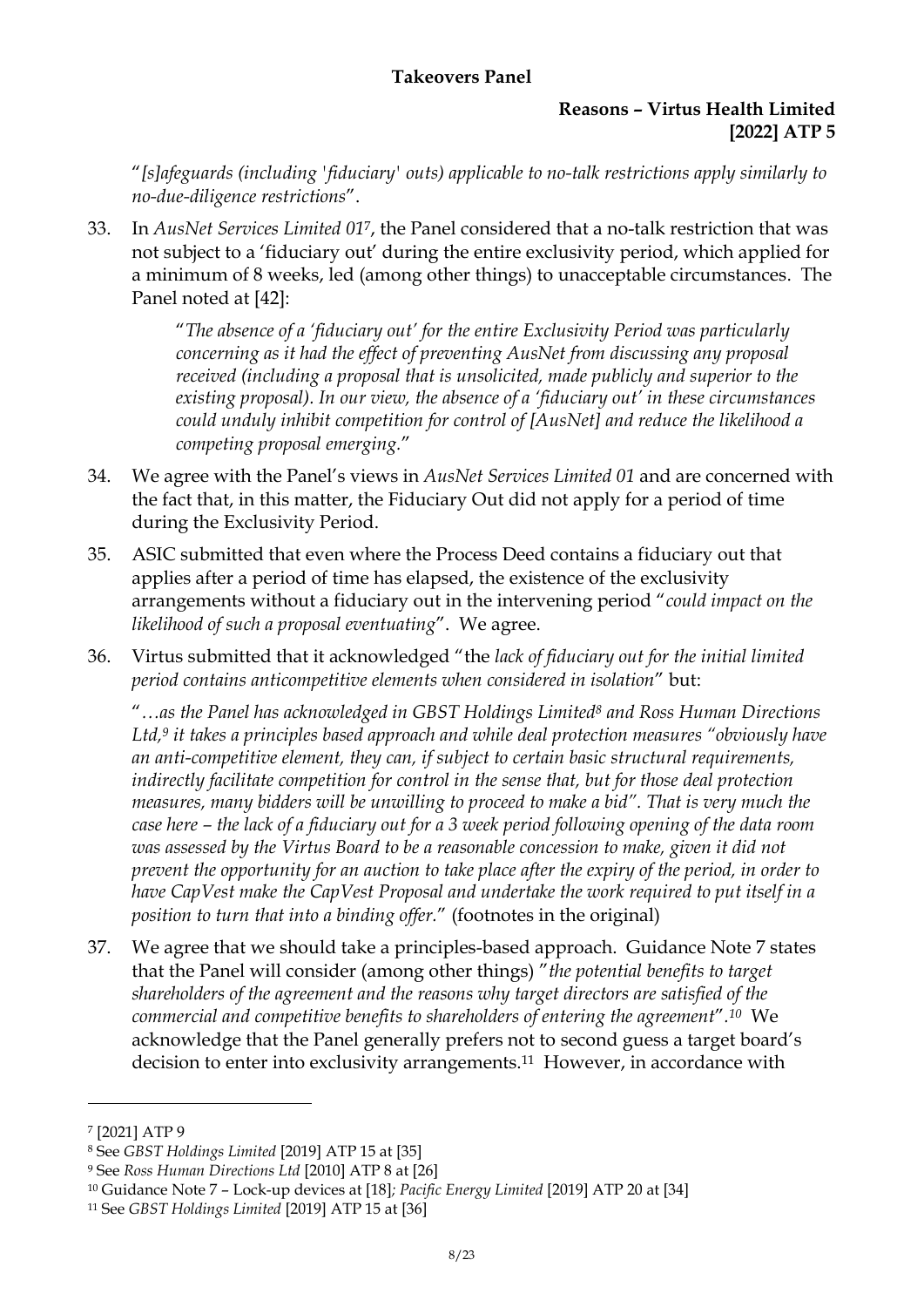"*[s]afeguards (including 'fiduciary' outs) applicable to no-talk restrictions apply similarly to no-due-diligence restrictions*".

33. In *AusNet Services Limited 01*[7], the Panel considered that a no-talk restriction that was not subject to a 'fiduciary out' during the entire exclusivity period, which applied for a minimum of 8 weeks, led (among other things) to unacceptable circumstances. The Panel noted at [42]:

    "*The absence of a 'fiduciary out' for the entire Exclusivity Period was particularly concerning as it had the effect of preventing AusNet from discussing any proposal received (including a proposal that is unsolicited, made publicly and superior to the existing proposal). In our view, the absence of a 'fiduciary out' in these circumstances could unduly inhibit competition for control of [AusNet] and reduce the likelihood a competing proposal emerging.*"

34. We agree with the Panel's views in *AusNet Services Limited 01* and are concerned with the fact that, in this matter, the Fiduciary Out did not apply for a period of time during the Exclusivity Period.

35. ASIC submitted that even where the Process Deed contains a fiduciary out that applies after a period of time has elapsed, the existence of the exclusivity arrangements without a fiduciary out in the intervening period "*could impact on the likelihood of such a proposal eventuating*". We agree.

36. Virtus submitted that it acknowledged "the *lack of fiduciary out for the initial limited period contains anticompetitive elements when considered in isolation*" but:

    "*…as the Panel has acknowledged in GBST Holdings Limited*[8] *and Ross Human Directions Ltd,*[9] *it takes a principles based approach and while deal protection measures "obviously have an anti-competitive element, they can, if subject to certain basic structural requirements, indirectly facilitate competition for control in the sense that, but for those deal protection measures, many bidders will be unwilling to proceed to make a bid". That is very much the case here – the lack of a fiduciary out for a 3 week period following opening of the data room was assessed by the Virtus Board to be a reasonable concession to make, given it did not prevent the opportunity for an auction to take place after the expiry of the period, in order to have CapVest make the CapVest Proposal and undertake the work required to put itself in a position to turn that into a binding offer.*" (footnotes in the original)

37. We agree that we should take a principles-based approach. Guidance Note 7 states that the Panel will consider (among other things) "*the potential benefits to target shareholders of the agreement and the reasons why target directors are satisfied of the commercial and competitive benefits to shareholders of entering the agreement*".[10] We acknowledge that the Panel generally prefers not to second guess a target board's decision to enter into exclusivity arrangements.[11] However, in accordance with

---

[7] [2021] ATP 9

[8] See *GBST Holdings Limited* [2019] ATP 15 at [35]

[9] See *Ross Human Directions Ltd* [2010] ATP 8 at [26]

[10] Guidance Note 7 – Lock-up devices at [18]; *Pacific Energy Limited* [2019] ATP 20 at [34]

[11] See *GBST Holdings Limited* [2019] ATP 15 at [36]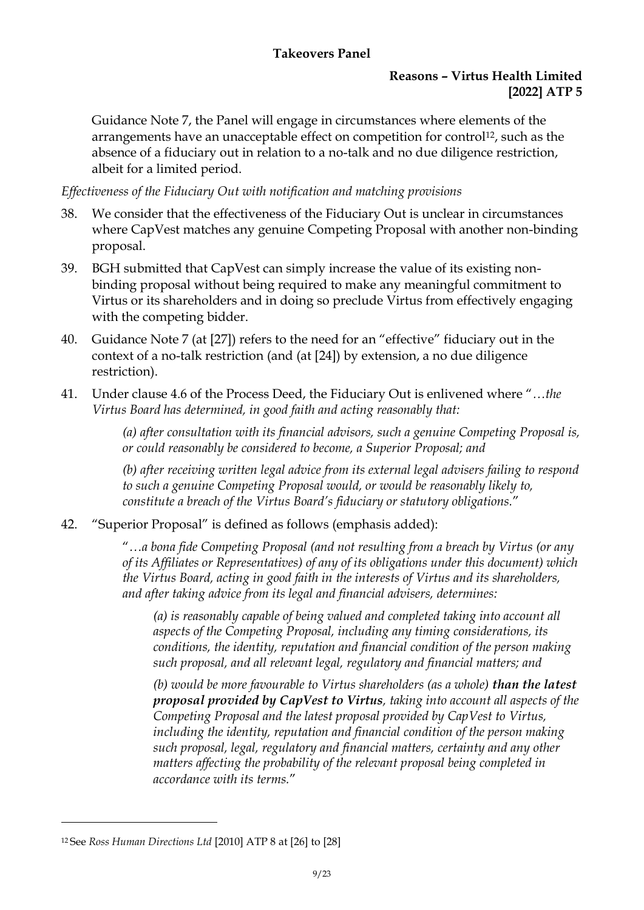Guidance Note 7, the Panel will engage in circumstances where elements of the arrangements have an unacceptable effect on competition for control[12], such as the absence of a fiduciary out in relation to a no-talk and no due diligence restriction, albeit for a limited period.

*Effectiveness of the Fiduciary Out with notification and matching provisions*

38. We consider that the effectiveness of the Fiduciary Out is unclear in circumstances where CapVest matches any genuine Competing Proposal with another non-binding proposal.

39. BGH submitted that CapVest can simply increase the value of its existing non-binding proposal without being required to make any meaningful commitment to Virtus or its shareholders and in doing so preclude Virtus from effectively engaging with the competing bidder.

40. Guidance Note 7 (at [27]) refers to the need for an "effective" fiduciary out in the context of a no-talk restriction (and (at [24]) by extension, a no due diligence restriction).

41. Under clause 4.6 of the Process Deed, the Fiduciary Out is enlivened where "*…the Virtus Board has determined, in good faith and acting reasonably that:*

    *(a) after consultation with its financial advisors, such a genuine Competing Proposal is, or could reasonably be considered to become, a Superior Proposal; and*

    *(b) after receiving written legal advice from its external legal advisers failing to respond to such a genuine Competing Proposal would, or would be reasonably likely to, constitute a breach of the Virtus Board's fiduciary or statutory obligations.*"

42. "Superior Proposal" is defined as follows (emphasis added):

    "*…a bona fide Competing Proposal (and not resulting from a breach by Virtus (or any of its Affiliates or Representatives) of any of its obligations under this document) which the Virtus Board, acting in good faith in the interests of Virtus and its shareholders, and after taking advice from its legal and financial advisers, determines:*

    *(a) is reasonably capable of being valued and completed taking into account all aspects of the Competing Proposal, including any timing considerations, its conditions, the identity, reputation and financial condition of the person making such proposal, and all relevant legal, regulatory and financial matters; and*

    *(b) would be more favourable to Virtus shareholders (as a whole)* ***than the latest proposal provided by CapVest to Virtus****, taking into account all aspects of the Competing Proposal and the latest proposal provided by CapVest to Virtus, including the identity, reputation and financial condition of the person making such proposal, legal, regulatory and financial matters, certainty and any other matters affecting the probability of the relevant proposal being completed in accordance with its terms.*"

---

[12] See *Ross Human Directions Ltd* [2010] ATP 8 at [26] to [28]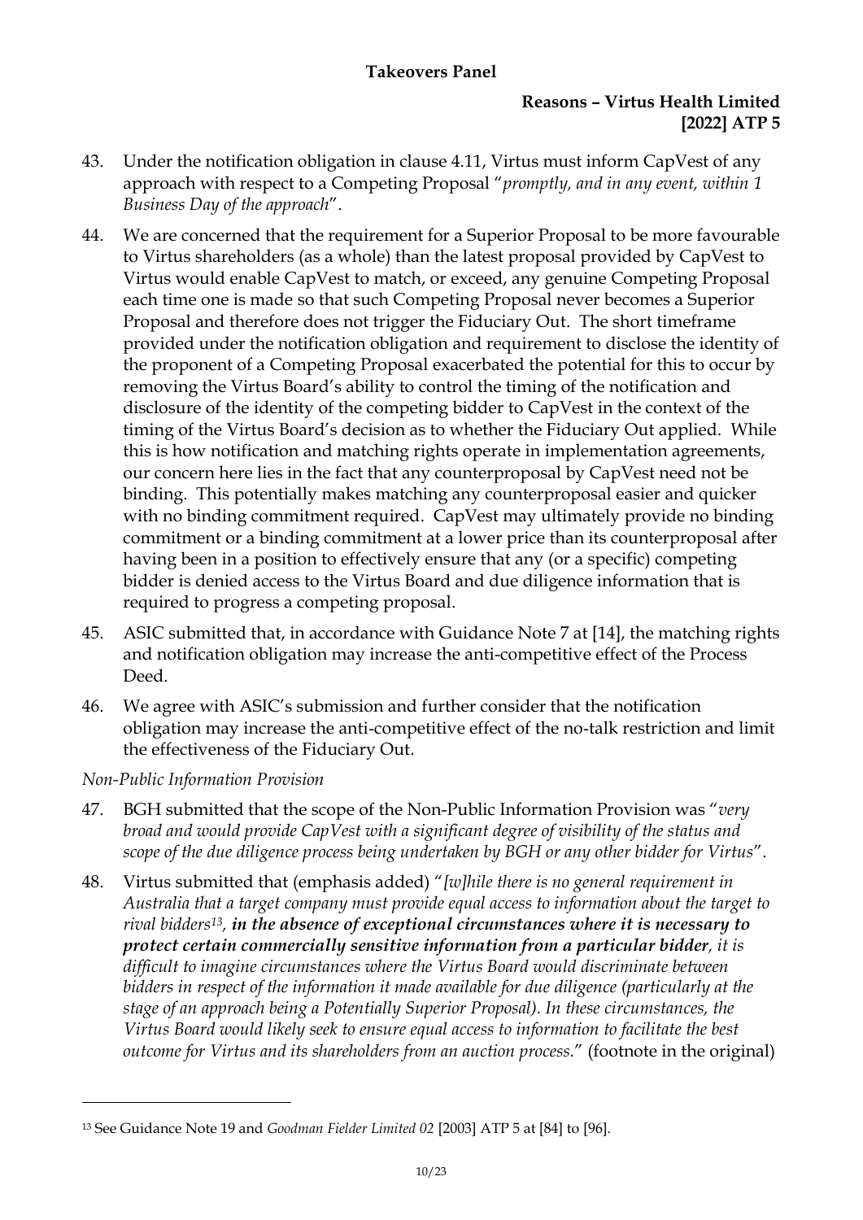43. Under the notification obligation in clause 4.11, Virtus must inform CapVest of any approach with respect to a Competing Proposal "*promptly, and in any event, within 1 Business Day of the approach*".

44. We are concerned that the requirement for a Superior Proposal to be more favourable to Virtus shareholders (as a whole) than the latest proposal provided by CapVest to Virtus would enable CapVest to match, or exceed, any genuine Competing Proposal each time one is made so that such Competing Proposal never becomes a Superior Proposal and therefore does not trigger the Fiduciary Out. The short timeframe provided under the notification obligation and requirement to disclose the identity of the proponent of a Competing Proposal exacerbated the potential for this to occur by removing the Virtus Board's ability to control the timing of the notification and disclosure of the identity of the competing bidder to CapVest in the context of the timing of the Virtus Board's decision as to whether the Fiduciary Out applied. While this is how notification and matching rights operate in implementation agreements, our concern here lies in the fact that any counterproposal by CapVest need not be binding. This potentially makes matching any counterproposal easier and quicker with no binding commitment required. CapVest may ultimately provide no binding commitment or a binding commitment at a lower price than its counterproposal after having been in a position to effectively ensure that any (or a specific) competing bidder is denied access to the Virtus Board and due diligence information that is required to progress a competing proposal.

45. ASIC submitted that, in accordance with Guidance Note 7 at [14], the matching rights and notification obligation may increase the anti-competitive effect of the Process Deed.

46. We agree with ASIC's submission and further consider that the notification obligation may increase the anti-competitive effect of the no-talk restriction and limit the effectiveness of the Fiduciary Out.

*Non-Public Information Provision*

47. BGH submitted that the scope of the Non-Public Information Provision was "*very broad and would provide CapVest with a significant degree of visibility of the status and scope of the due diligence process being undertaken by BGH or any other bidder for Virtus*".

48. Virtus submitted that (emphasis added) "*[w]hile there is no general requirement in Australia that a target company must provide equal access to information about the target to rival bidders[13],* ***in the absence of exceptional circumstances where it is necessary to protect certain commercially sensitive information from a particular bidder****, it is difficult to imagine circumstances where the Virtus Board would discriminate between bidders in respect of the information it made available for due diligence (particularly at the stage of an approach being a Potentially Superior Proposal). In these circumstances, the Virtus Board would likely seek to ensure equal access to information to facilitate the best outcome for Virtus and its shareholders from an auction process.*" (footnote in the original)

---

[13] See Guidance Note 19 and *Goodman Fielder Limited 02* [2003] ATP 5 at [84] to [96].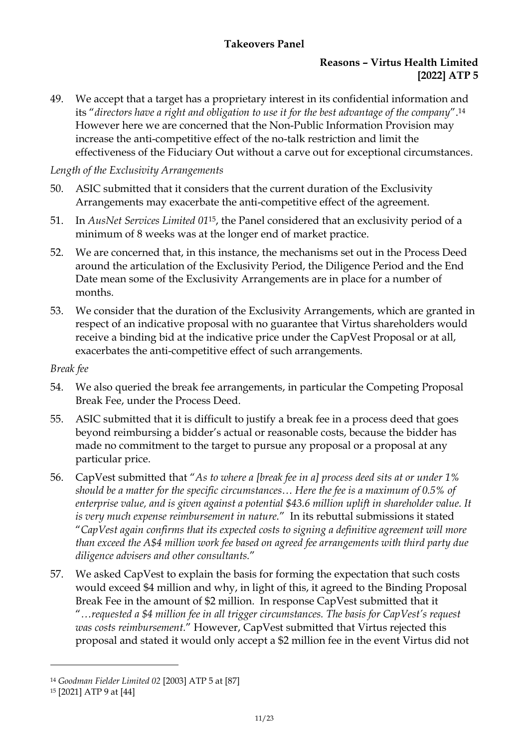49. We accept that a target has a proprietary interest in its confidential information and its "*directors have a right and obligation to use it for the best advantage of the company*".[14] However here we are concerned that the Non-Public Information Provision may increase the anti-competitive effect of the no-talk restriction and limit the effectiveness of the Fiduciary Out without a carve out for exceptional circumstances.

*Length of the Exclusivity Arrangements*

50. ASIC submitted that it considers that the current duration of the Exclusivity Arrangements may exacerbate the anti-competitive effect of the agreement.

51. In *AusNet Services Limited 01*[15], the Panel considered that an exclusivity period of a minimum of 8 weeks was at the longer end of market practice.

52. We are concerned that, in this instance, the mechanisms set out in the Process Deed around the articulation of the Exclusivity Period, the Diligence Period and the End Date mean some of the Exclusivity Arrangements are in place for a number of months.

53. We consider that the duration of the Exclusivity Arrangements, which are granted in respect of an indicative proposal with no guarantee that Virtus shareholders would receive a binding bid at the indicative price under the CapVest Proposal or at all, exacerbates the anti-competitive effect of such arrangements.

*Break fee*

54. We also queried the break fee arrangements, in particular the Competing Proposal Break Fee, under the Process Deed.

55. ASIC submitted that it is difficult to justify a break fee in a process deed that goes beyond reimbursing a bidder's actual or reasonable costs, because the bidder has made no commitment to the target to pursue any proposal or a proposal at any particular price.

56. CapVest submitted that "*As to where a [break fee in a] process deed sits at or under 1% should be a matter for the specific circumstances… Here the fee is a maximum of 0.5% of enterprise value, and is given against a potential $43.6 million uplift in shareholder value. It is very much expense reimbursement in nature.*" In its rebuttal submissions it stated "*CapVest again confirms that its expected costs to signing a definitive agreement will more than exceed the A$4 million work fee based on agreed fee arrangements with third party due diligence advisers and other consultants.*"

57. We asked CapVest to explain the basis for forming the expectation that such costs would exceed $4 million and why, in light of this, it agreed to the Binding Proposal Break Fee in the amount of $2 million. In response CapVest submitted that it "*…requested a $4 million fee in all trigger circumstances. The basis for CapVest's request was costs reimbursement.*" However, CapVest submitted that Virtus rejected this proposal and stated it would only accept a $2 million fee in the event Virtus did not

---

[14] *Goodman Fielder Limited 02* [2003] ATP 5 at [87]

[15] [2021] ATP 9 at [44]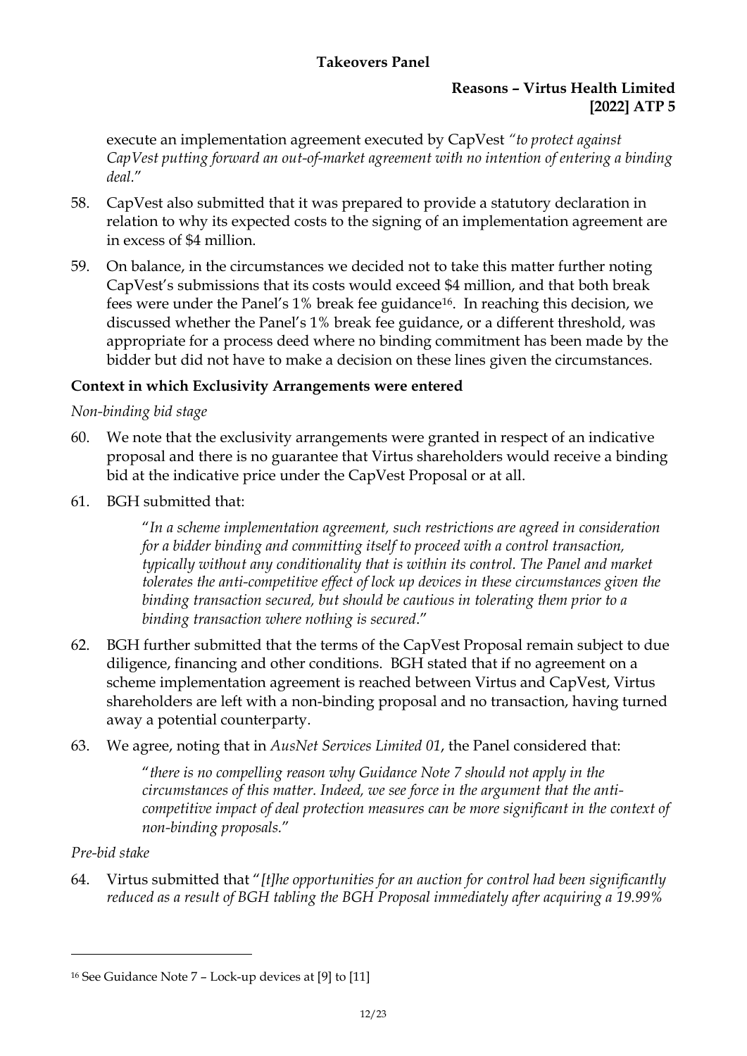execute an implementation agreement executed by CapVest *"to protect against CapVest putting forward an out-of-market agreement with no intention of entering a binding deal."*

58. CapVest also submitted that it was prepared to provide a statutory declaration in relation to why its expected costs to the signing of an implementation agreement are in excess of $4 million.

59. On balance, in the circumstances we decided not to take this matter further noting CapVest's submissions that its costs would exceed $4 million, and that both break fees were under the Panel's 1% break fee guidance[16]. In reaching this decision, we discussed whether the Panel's 1% break fee guidance, or a different threshold, was appropriate for a process deed where no binding commitment has been made by the bidder but did not have to make a decision on these lines given the circumstances.

**Context in which Exclusivity Arrangements were entered**

*Non-binding bid stage*

60. We note that the exclusivity arrangements were granted in respect of an indicative proposal and there is no guarantee that Virtus shareholders would receive a binding bid at the indicative price under the CapVest Proposal or at all.

61. BGH submitted that:

> "*In a scheme implementation agreement, such restrictions are agreed in consideration for a bidder binding and committing itself to proceed with a control transaction, typically without any conditionality that is within its control. The Panel and market tolerates the anti-competitive effect of lock up devices in these circumstances given the binding transaction secured, but should be cautious in tolerating them prior to a binding transaction where nothing is secured.*"

62. BGH further submitted that the terms of the CapVest Proposal remain subject to due diligence, financing and other conditions. BGH stated that if no agreement on a scheme implementation agreement is reached between Virtus and CapVest, Virtus shareholders are left with a non-binding proposal and no transaction, having turned away a potential counterparty.

63. We agree, noting that in *AusNet Services Limited 01*, the Panel considered that:

> "*there is no compelling reason why Guidance Note 7 should not apply in the circumstances of this matter. Indeed, we see force in the argument that the anti-competitive impact of deal protection measures can be more significant in the context of non-binding proposals.*"

*Pre-bid stake*

64. Virtus submitted that "*[t]he opportunities for an auction for control had been significantly reduced as a result of BGH tabling the BGH Proposal immediately after acquiring a 19.99%*

---

[16] See Guidance Note 7 – Lock-up devices at [9] to [11]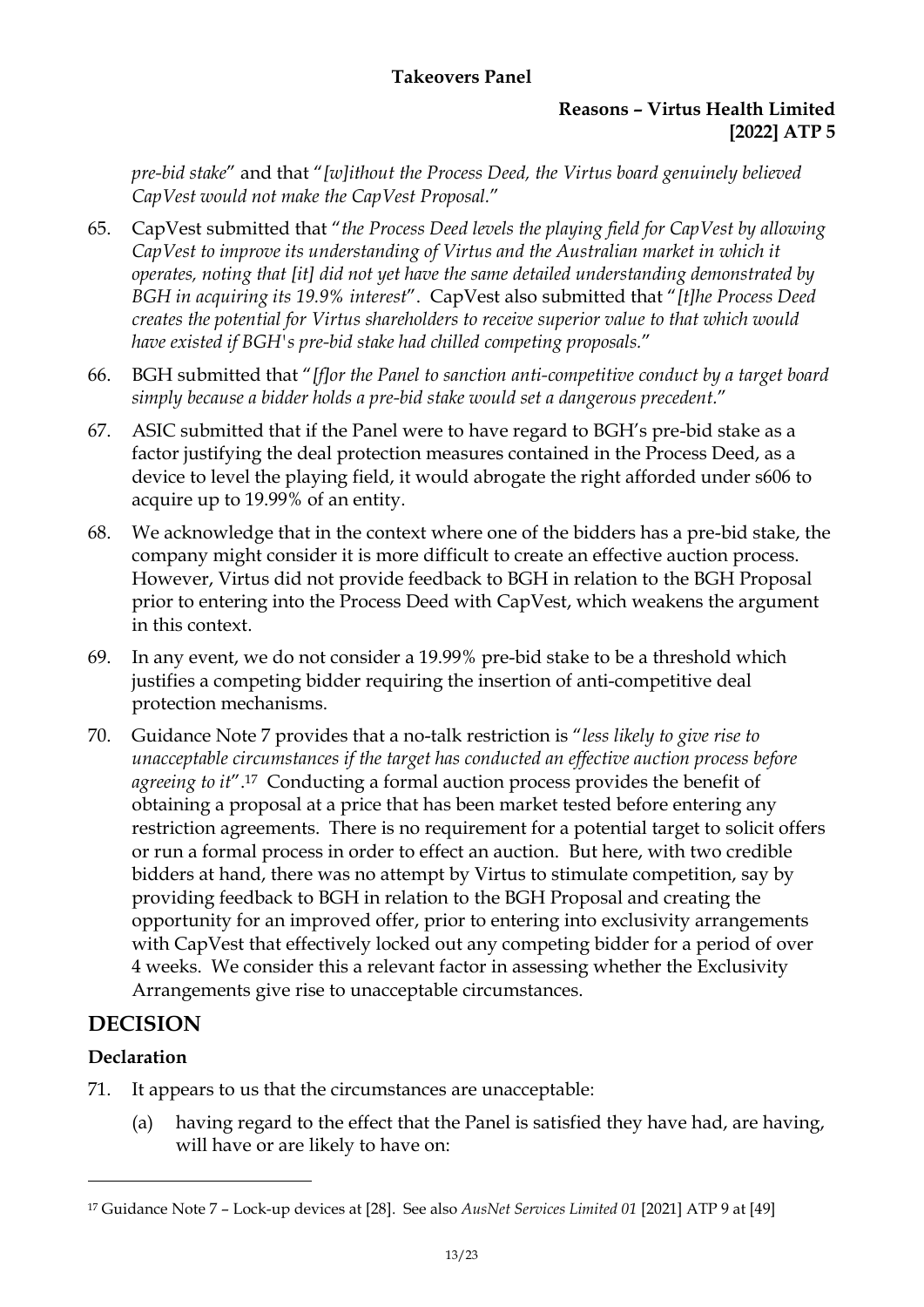*pre-bid stake*" and that "*[w]ithout the Process Deed, the Virtus board genuinely believed CapVest would not make the CapVest Proposal.*"

65. CapVest submitted that "*the Process Deed levels the playing field for CapVest by allowing CapVest to improve its understanding of Virtus and the Australian market in which it operates, noting that [it] did not yet have the same detailed understanding demonstrated by BGH in acquiring its 19.9% interest*". CapVest also submitted that "*[t]he Process Deed creates the potential for Virtus shareholders to receive superior value to that which would have existed if BGH's pre-bid stake had chilled competing proposals.*"

66. BGH submitted that "*[f]or the Panel to sanction anti-competitive conduct by a target board simply because a bidder holds a pre-bid stake would set a dangerous precedent.*"

67. ASIC submitted that if the Panel were to have regard to BGH's pre-bid stake as a factor justifying the deal protection measures contained in the Process Deed, as a device to level the playing field, it would abrogate the right afforded under s606 to acquire up to 19.99% of an entity.

68. We acknowledge that in the context where one of the bidders has a pre-bid stake, the company might consider it is more difficult to create an effective auction process. However, Virtus did not provide feedback to BGH in relation to the BGH Proposal prior to entering into the Process Deed with CapVest, which weakens the argument in this context.

69. In any event, we do not consider a 19.99% pre-bid stake to be a threshold which justifies a competing bidder requiring the insertion of anti-competitive deal protection mechanisms.

70. Guidance Note 7 provides that a no-talk restriction is "*less likely to give rise to unacceptable circumstances if the target has conducted an effective auction process before agreeing to it*".[17] Conducting a formal auction process provides the benefit of obtaining a proposal at a price that has been market tested before entering any restriction agreements. There is no requirement for a potential target to solicit offers or run a formal process in order to effect an auction. But here, with two credible bidders at hand, there was no attempt by Virtus to stimulate competition, say by providing feedback to BGH in relation to the BGH Proposal and creating the opportunity for an improved offer, prior to entering into exclusivity arrangements with CapVest that effectively locked out any competing bidder for a period of over 4 weeks. We consider this a relevant factor in assessing whether the Exclusivity Arrangements give rise to unacceptable circumstances.

## DECISION

### Declaration

71. It appears to us that the circumstances are unacceptable:

    (a) having regard to the effect that the Panel is satisfied they have had, are having, will have or are likely to have on:

---

[17] Guidance Note 7 – Lock-up devices at [28]. See also *AusNet Services Limited 01* [2021] ATP 9 at [49]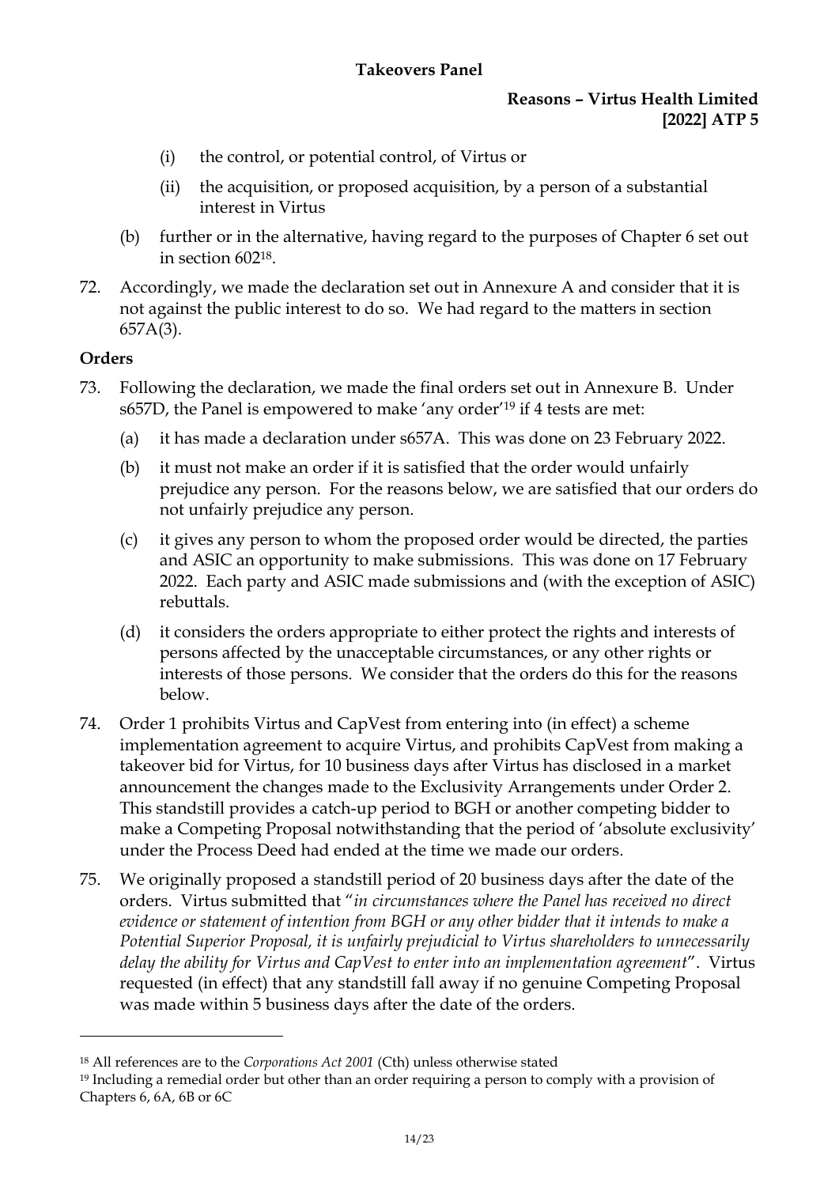(i) the control, or potential control, of Virtus or

(ii) the acquisition, or proposed acquisition, by a person of a substantial interest in Virtus

(b) further or in the alternative, having regard to the purposes of Chapter 6 set out in section 602[18].

72. Accordingly, we made the declaration set out in Annexure A and consider that it is not against the public interest to do so. We had regard to the matters in section 657A(3).

**Orders**

73. Following the declaration, we made the final orders set out in Annexure B. Under s657D, the Panel is empowered to make 'any order'[19] if 4 tests are met:

(a) it has made a declaration under s657A. This was done on 23 February 2022.

(b) it must not make an order if it is satisfied that the order would unfairly prejudice any person. For the reasons below, we are satisfied that our orders do not unfairly prejudice any person.

(c) it gives any person to whom the proposed order would be directed, the parties and ASIC an opportunity to make submissions. This was done on 17 February 2022. Each party and ASIC made submissions and (with the exception of ASIC) rebuttals.

(d) it considers the orders appropriate to either protect the rights and interests of persons affected by the unacceptable circumstances, or any other rights or interests of those persons. We consider that the orders do this for the reasons below.

74. Order 1 prohibits Virtus and CapVest from entering into (in effect) a scheme implementation agreement to acquire Virtus, and prohibits CapVest from making a takeover bid for Virtus, for 10 business days after Virtus has disclosed in a market announcement the changes made to the Exclusivity Arrangements under Order 2. This standstill provides a catch-up period to BGH or another competing bidder to make a Competing Proposal notwithstanding that the period of 'absolute exclusivity' under the Process Deed had ended at the time we made our orders.

75. We originally proposed a standstill period of 20 business days after the date of the orders. Virtus submitted that "*in circumstances where the Panel has received no direct evidence or statement of intention from BGH or any other bidder that it intends to make a Potential Superior Proposal, it is unfairly prejudicial to Virtus shareholders to unnecessarily delay the ability for Virtus and CapVest to enter into an implementation agreement*". Virtus requested (in effect) that any standstill fall away if no genuine Competing Proposal was made within 5 business days after the date of the orders.

---

[18] All references are to the *Corporations Act 2001* (Cth) unless otherwise stated

[19] Including a remedial order but other than an order requiring a person to comply with a provision of Chapters 6, 6A, 6B or 6C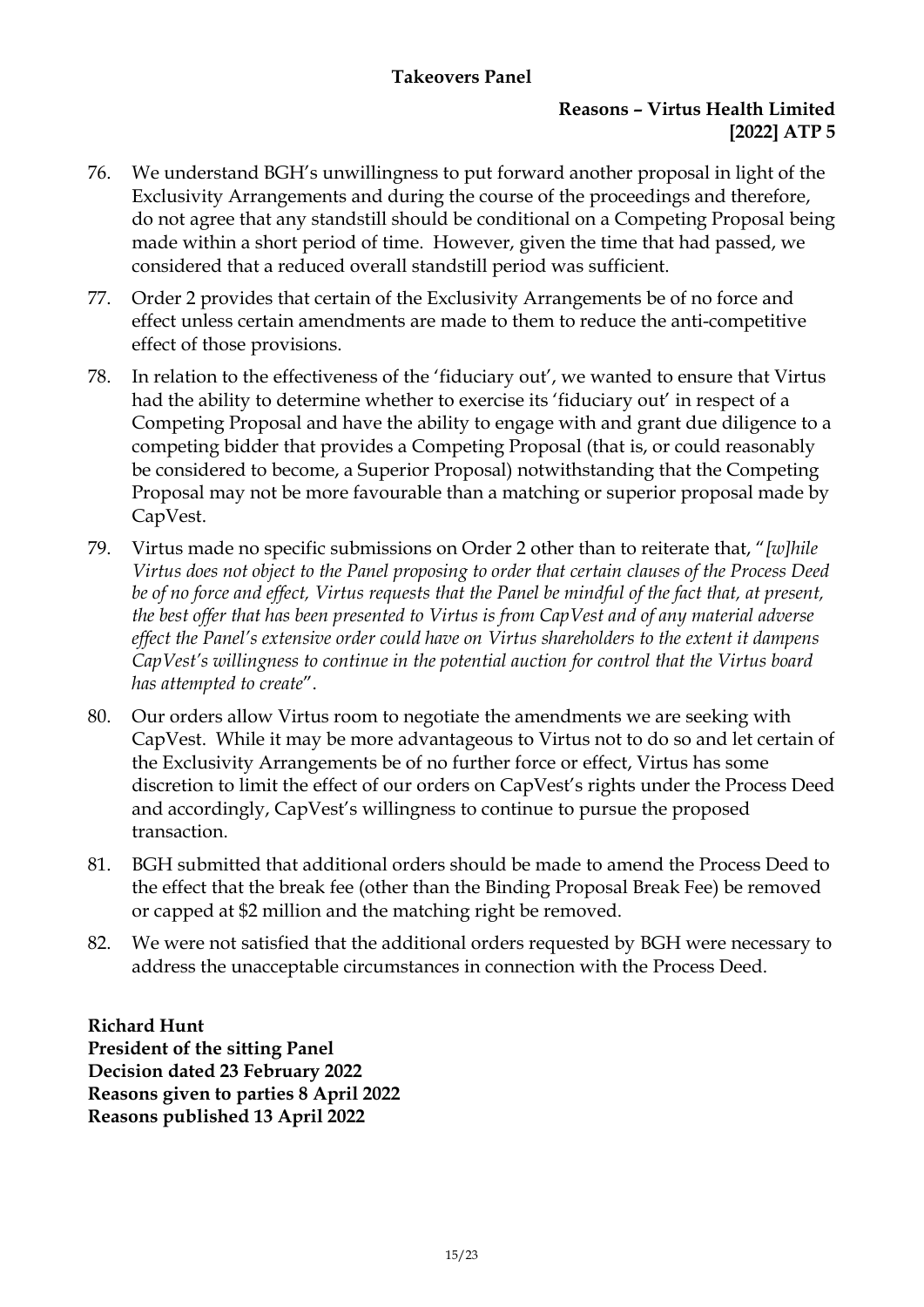76. We understand BGH's unwillingness to put forward another proposal in light of the Exclusivity Arrangements and during the course of the proceedings and therefore, do not agree that any standstill should be conditional on a Competing Proposal being made within a short period of time. However, given the time that had passed, we considered that a reduced overall standstill period was sufficient.

77. Order 2 provides that certain of the Exclusivity Arrangements be of no force and effect unless certain amendments are made to them to reduce the anti-competitive effect of those provisions.

78. In relation to the effectiveness of the 'fiduciary out', we wanted to ensure that Virtus had the ability to determine whether to exercise its 'fiduciary out' in respect of a Competing Proposal and have the ability to engage with and grant due diligence to a competing bidder that provides a Competing Proposal (that is, or could reasonably be considered to become, a Superior Proposal) notwithstanding that the Competing Proposal may not be more favourable than a matching or superior proposal made by CapVest.

79. Virtus made no specific submissions on Order 2 other than to reiterate that, "*[w]hile Virtus does not object to the Panel proposing to order that certain clauses of the Process Deed be of no force and effect, Virtus requests that the Panel be mindful of the fact that, at present, the best offer that has been presented to Virtus is from CapVest and of any material adverse effect the Panel's extensive order could have on Virtus shareholders to the extent it dampens CapVest's willingness to continue in the potential auction for control that the Virtus board has attempted to create*".

80. Our orders allow Virtus room to negotiate the amendments we are seeking with CapVest. While it may be more advantageous to Virtus not to do so and let certain of the Exclusivity Arrangements be of no further force or effect, Virtus has some discretion to limit the effect of our orders on CapVest's rights under the Process Deed and accordingly, CapVest's willingness to continue to pursue the proposed transaction.

81. BGH submitted that additional orders should be made to amend the Process Deed to the effect that the break fee (other than the Binding Proposal Break Fee) be removed or capped at $2 million and the matching right be removed.

82. We were not satisfied that the additional orders requested by BGH were necessary to address the unacceptable circumstances in connection with the Process Deed.

**Richard Hunt**
**President of the sitting Panel**
**Decision dated 23 February 2022**
**Reasons given to parties 8 April 2022**
**Reasons published 13 April 2022**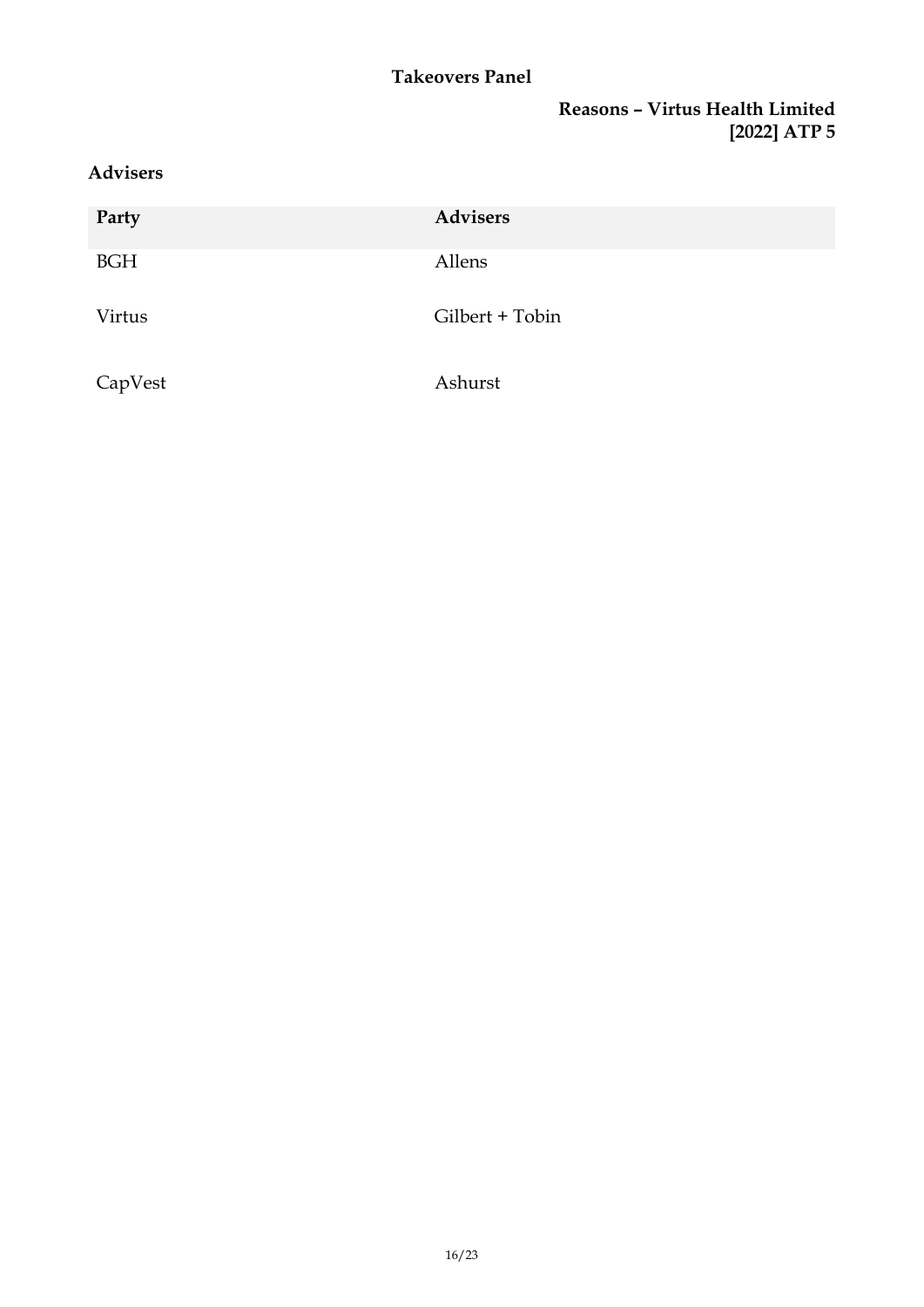## Advisers

| Party | Advisers |
| --- | --- |
| BGH | Allens |
| Virtus | Gilbert + Tobin |
| CapVest | Ashurst |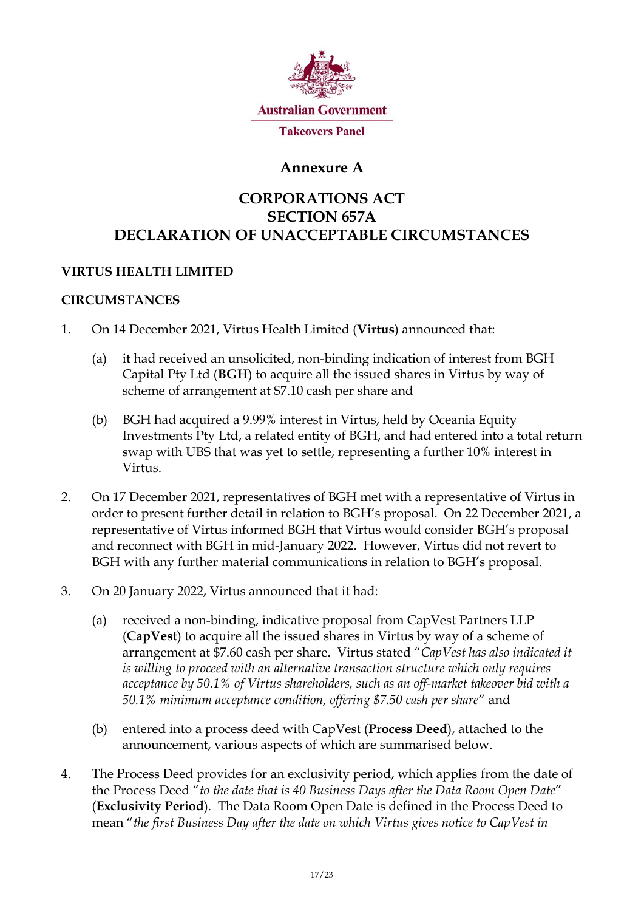**Australian Government**

**Takeovers Panel**

## Annexure A

## CORPORATIONS ACT
## SECTION 657A
## DECLARATION OF UNACCEPTABLE CIRCUMSTANCES

### VIRTUS HEALTH LIMITED

### CIRCUMSTANCES

1. On 14 December 2021, Virtus Health Limited (**Virtus**) announced that:

   (a) it had received an unsolicited, non-binding indication of interest from BGH Capital Pty Ltd (**BGH**) to acquire all the issued shares in Virtus by way of scheme of arrangement at $7.10 cash per share and

   (b) BGH had acquired a 9.99% interest in Virtus, held by Oceania Equity Investments Pty Ltd, a related entity of BGH, and had entered into a total return swap with UBS that was yet to settle, representing a further 10% interest in Virtus.

2. On 17 December 2021, representatives of BGH met with a representative of Virtus in order to present further detail in relation to BGH's proposal. On 22 December 2021, a representative of Virtus informed BGH that Virtus would consider BGH's proposal and reconnect with BGH in mid-January 2022. However, Virtus did not revert to BGH with any further material communications in relation to BGH's proposal.

3. On 20 January 2022, Virtus announced that it had:

   (a) received a non-binding, indicative proposal from CapVest Partners LLP (**CapVest**) to acquire all the issued shares in Virtus by way of a scheme of arrangement at $7.60 cash per share. Virtus stated "*CapVest has also indicated it is willing to proceed with an alternative transaction structure which only requires acceptance by 50.1% of Virtus shareholders, such as an off-market takeover bid with a 50.1% minimum acceptance condition, offering $7.50 cash per share*" and

   (b) entered into a process deed with CapVest (**Process Deed**), attached to the announcement, various aspects of which are summarised below.

4. The Process Deed provides for an exclusivity period, which applies from the date of the Process Deed "*to the date that is 40 Business Days after the Data Room Open Date*" (**Exclusivity Period**). The Data Room Open Date is defined in the Process Deed to mean "*the first Business Day after the date on which Virtus gives notice to CapVest in*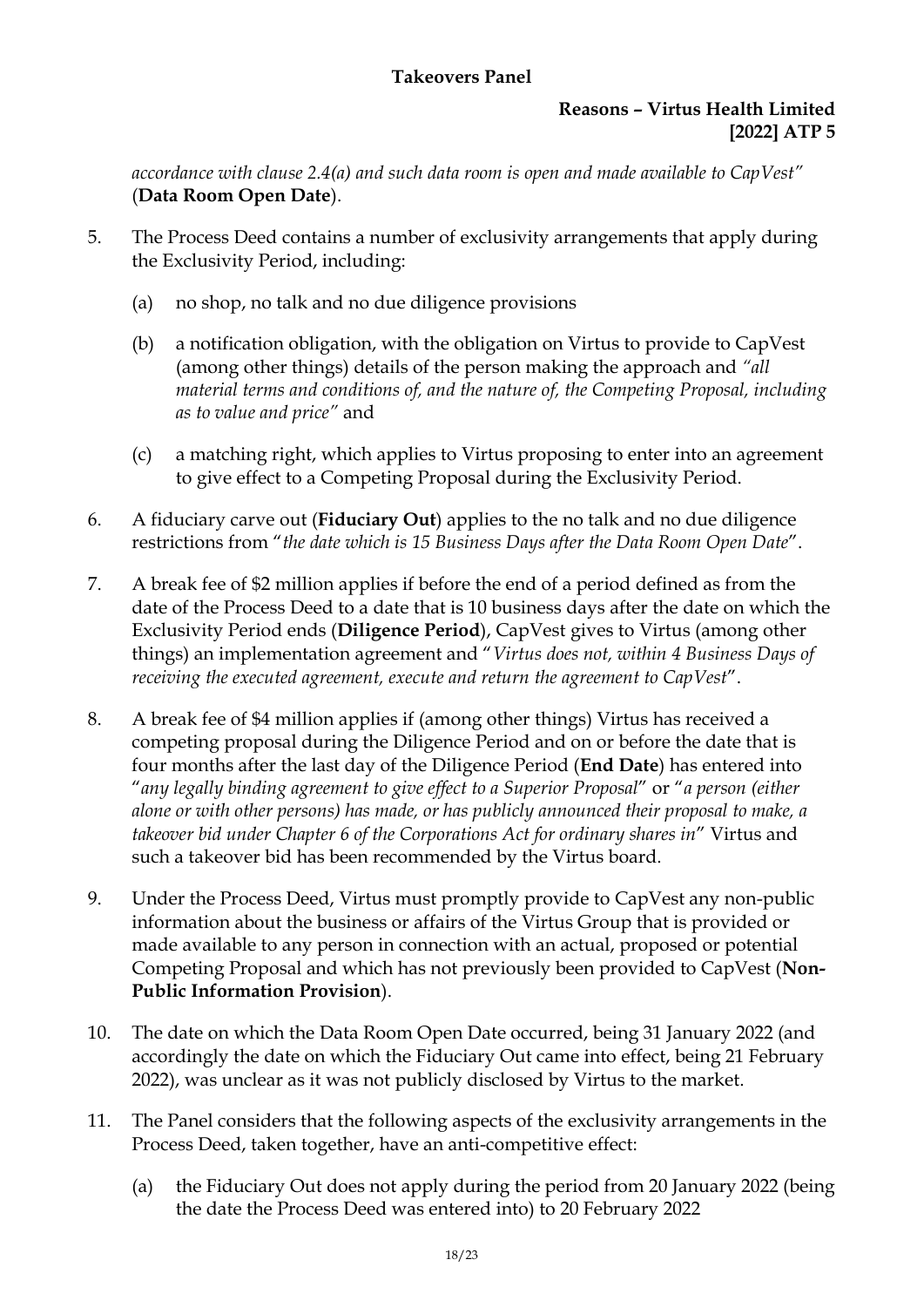*accordance with clause 2.4(a) and such data room is open and made available to CapVest"* (**Data Room Open Date**).

5. The Process Deed contains a number of exclusivity arrangements that apply during the Exclusivity Period, including:

    (a) no shop, no talk and no due diligence provisions

    (b) a notification obligation, with the obligation on Virtus to provide to CapVest (among other things) details of the person making the approach and *"all material terms and conditions of, and the nature of, the Competing Proposal, including as to value and price"* and

    (c) a matching right, which applies to Virtus proposing to enter into an agreement to give effect to a Competing Proposal during the Exclusivity Period.

6. A fiduciary carve out (**Fiduciary Out**) applies to the no talk and no due diligence restrictions from "*the date which is 15 Business Days after the Data Room Open Date*".

7. A break fee of $2 million applies if before the end of a period defined as from the date of the Process Deed to a date that is 10 business days after the date on which the Exclusivity Period ends (**Diligence Period**), CapVest gives to Virtus (among other things) an implementation agreement and "*Virtus does not, within 4 Business Days of receiving the executed agreement, execute and return the agreement to CapVest*".

8. A break fee of $4 million applies if (among other things) Virtus has received a competing proposal during the Diligence Period and on or before the date that is four months after the last day of the Diligence Period (**End Date**) has entered into "*any legally binding agreement to give effect to a Superior Proposal*" or "*a person (either alone or with other persons) has made, or has publicly announced their proposal to make, a takeover bid under Chapter 6 of the Corporations Act for ordinary shares in*" Virtus and such a takeover bid has been recommended by the Virtus board.

9. Under the Process Deed, Virtus must promptly provide to CapVest any non-public information about the business or affairs of the Virtus Group that is provided or made available to any person in connection with an actual, proposed or potential Competing Proposal and which has not previously been provided to CapVest (**Non-Public Information Provision**).

10. The date on which the Data Room Open Date occurred, being 31 January 2022 (and accordingly the date on which the Fiduciary Out came into effect, being 21 February 2022), was unclear as it was not publicly disclosed by Virtus to the market.

11. The Panel considers that the following aspects of the exclusivity arrangements in the Process Deed, taken together, have an anti-competitive effect:

    (a) the Fiduciary Out does not apply during the period from 20 January 2022 (being the date the Process Deed was entered into) to 20 February 2022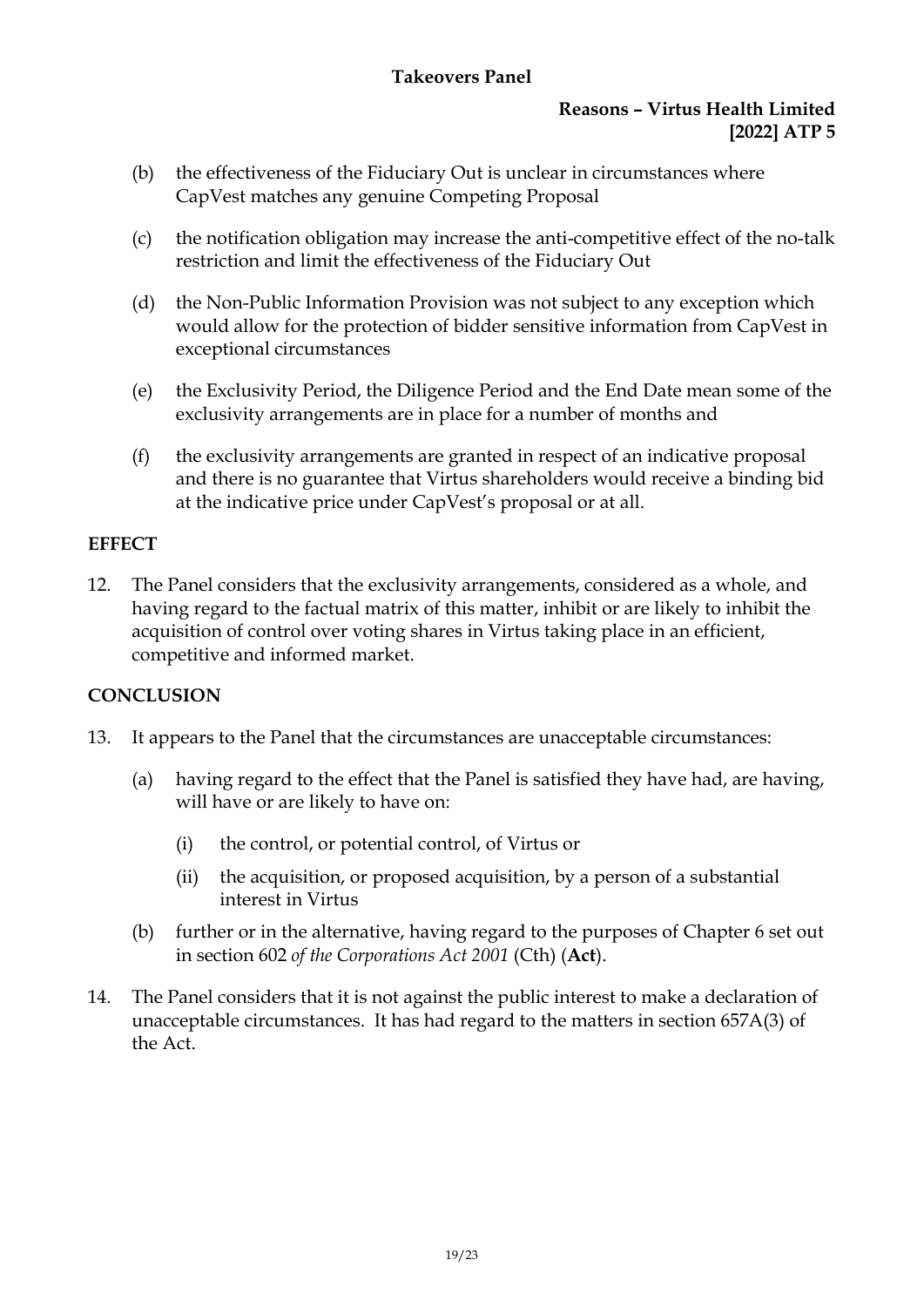(b) the effectiveness of the Fiduciary Out is unclear in circumstances where CapVest matches any genuine Competing Proposal

(c) the notification obligation may increase the anti-competitive effect of the no-talk restriction and limit the effectiveness of the Fiduciary Out

(d) the Non-Public Information Provision was not subject to any exception which would allow for the protection of bidder sensitive information from CapVest in exceptional circumstances

(e) the Exclusivity Period, the Diligence Period and the End Date mean some of the exclusivity arrangements are in place for a number of months and

(f) the exclusivity arrangements are granted in respect of an indicative proposal and there is no guarantee that Virtus shareholders would receive a binding bid at the indicative price under CapVest's proposal or at all.

## EFFECT

12. The Panel considers that the exclusivity arrangements, considered as a whole, and having regard to the factual matrix of this matter, inhibit or are likely to inhibit the acquisition of control over voting shares in Virtus taking place in an efficient, competitive and informed market.

## CONCLUSION

13. It appears to the Panel that the circumstances are unacceptable circumstances:

    (a) having regard to the effect that the Panel is satisfied they have had, are having, will have or are likely to have on:

        (i) the control, or potential control, of Virtus or

        (ii) the acquisition, or proposed acquisition, by a person of a substantial interest in Virtus

    (b) further or in the alternative, having regard to the purposes of Chapter 6 set out in section 602 *of the Corporations Act 2001* (Cth) (**Act**).

14. The Panel considers that it is not against the public interest to make a declaration of unacceptable circumstances. It has had regard to the matters in section 657A(3) of the Act.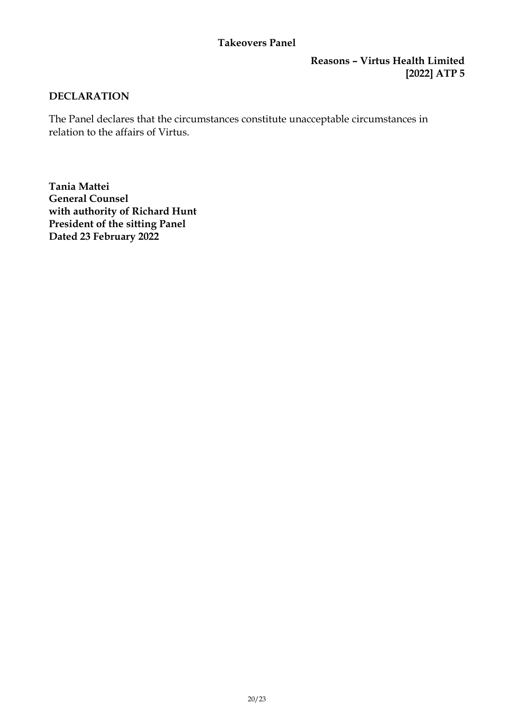## DECLARATION

The Panel declares that the circumstances constitute unacceptable circumstances in relation to the affairs of Virtus.

**Tania Mattei**
**General Counsel**
**with authority of Richard Hunt**
**President of the sitting Panel**
**Dated 23 February 2022**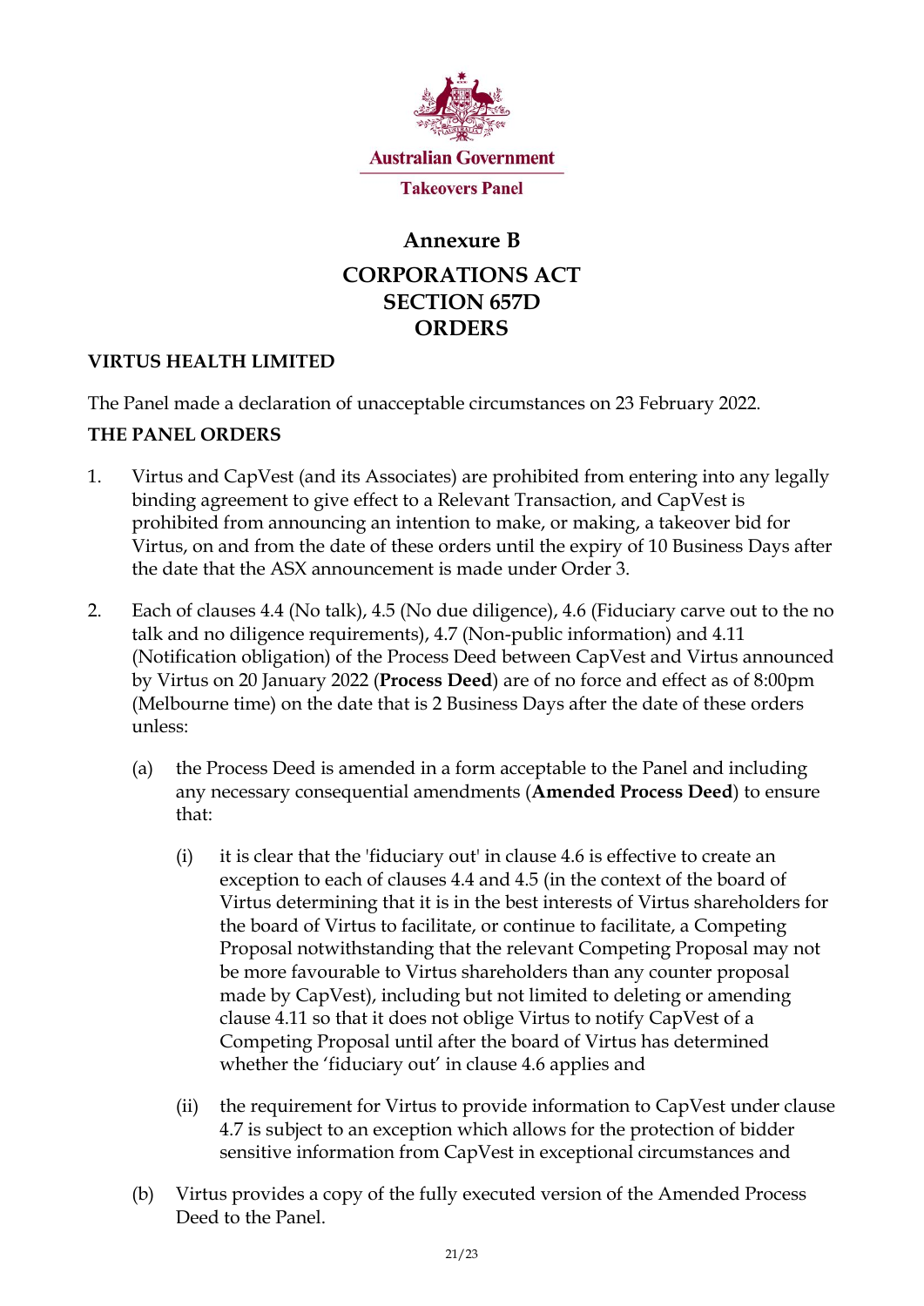Australian Government

Takeovers Panel

# Annexure B

# CORPORATIONS ACT
# SECTION 657D
# ORDERS

**VIRTUS HEALTH LIMITED**

The Panel made a declaration of unacceptable circumstances on 23 February 2022.

**THE PANEL ORDERS**

1. Virtus and CapVest (and its Associates) are prohibited from entering into any legally binding agreement to give effect to a Relevant Transaction, and CapVest is prohibited from announcing an intention to make, or making, a takeover bid for Virtus, on and from the date of these orders until the expiry of 10 Business Days after the date that the ASX announcement is made under Order 3.

2. Each of clauses 4.4 (No talk), 4.5 (No due diligence), 4.6 (Fiduciary carve out to the no talk and no diligence requirements), 4.7 (Non-public information) and 4.11 (Notification obligation) of the Process Deed between CapVest and Virtus announced by Virtus on 20 January 2022 (**Process Deed**) are of no force and effect as of 8:00pm (Melbourne time) on the date that is 2 Business Days after the date of these orders unless:

   (a) the Process Deed is amended in a form acceptable to the Panel and including any necessary consequential amendments (**Amended Process Deed**) to ensure that:

      (i) it is clear that the 'fiduciary out' in clause 4.6 is effective to create an exception to each of clauses 4.4 and 4.5 (in the context of the board of Virtus determining that it is in the best interests of Virtus shareholders for the board of Virtus to facilitate, or continue to facilitate, a Competing Proposal notwithstanding that the relevant Competing Proposal may not be more favourable to Virtus shareholders than any counter proposal made by CapVest), including but not limited to deleting or amending clause 4.11 so that it does not oblige Virtus to notify CapVest of a Competing Proposal until after the board of Virtus has determined whether the 'fiduciary out' in clause 4.6 applies and

      (ii) the requirement for Virtus to provide information to CapVest under clause 4.7 is subject to an exception which allows for the protection of bidder sensitive information from CapVest in exceptional circumstances and

   (b) Virtus provides a copy of the fully executed version of the Amended Process Deed to the Panel.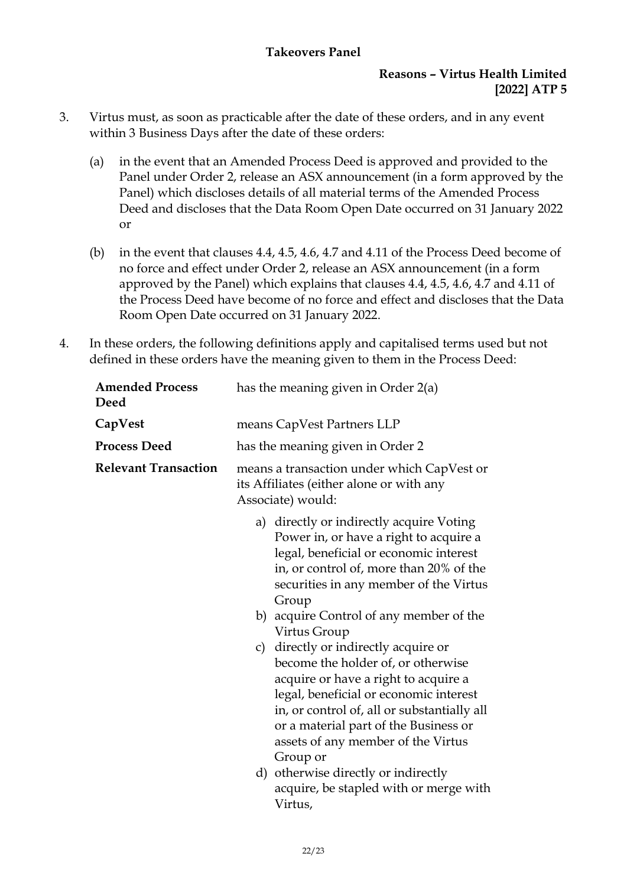3. Virtus must, as soon as practicable after the date of these orders, and in any event within 3 Business Days after the date of these orders:

   (a) in the event that an Amended Process Deed is approved and provided to the Panel under Order 2, release an ASX announcement (in a form approved by the Panel) which discloses details of all material terms of the Amended Process Deed and discloses that the Data Room Open Date occurred on 31 January 2022 or

   (b) in the event that clauses 4.4, 4.5, 4.6, 4.7 and 4.11 of the Process Deed become of no force and effect under Order 2, release an ASX announcement (in a form approved by the Panel) which explains that clauses 4.4, 4.5, 4.6, 4.7 and 4.11 of the Process Deed have become of no force and effect and discloses that the Data Room Open Date occurred on 31 January 2022.

4. In these orders, the following definitions apply and capitalised terms used but not defined in these orders have the meaning given to them in the Process Deed:

| | |
|---|---|
| **Amended Process Deed** | has the meaning given in Order 2(a) |
| **CapVest** | means CapVest Partners LLP |
| **Process Deed** | has the meaning given in Order 2 |
| **Relevant Transaction** | means a transaction under which CapVest or its Affiliates (either alone or with any Associate) would:<br>a) directly or indirectly acquire Voting Power in, or have a right to acquire a legal, beneficial or economic interest in, or control of, more than 20% of the securities in any member of the Virtus Group<br>b) acquire Control of any member of the Virtus Group<br>c) directly or indirectly acquire or become the holder of, or otherwise acquire or have a right to acquire a legal, beneficial or economic interest in, or control of, all or substantially all or a material part of the Business or assets of any member of the Virtus Group or<br>d) otherwise directly or indirectly acquire, be stapled with or merge with Virtus, |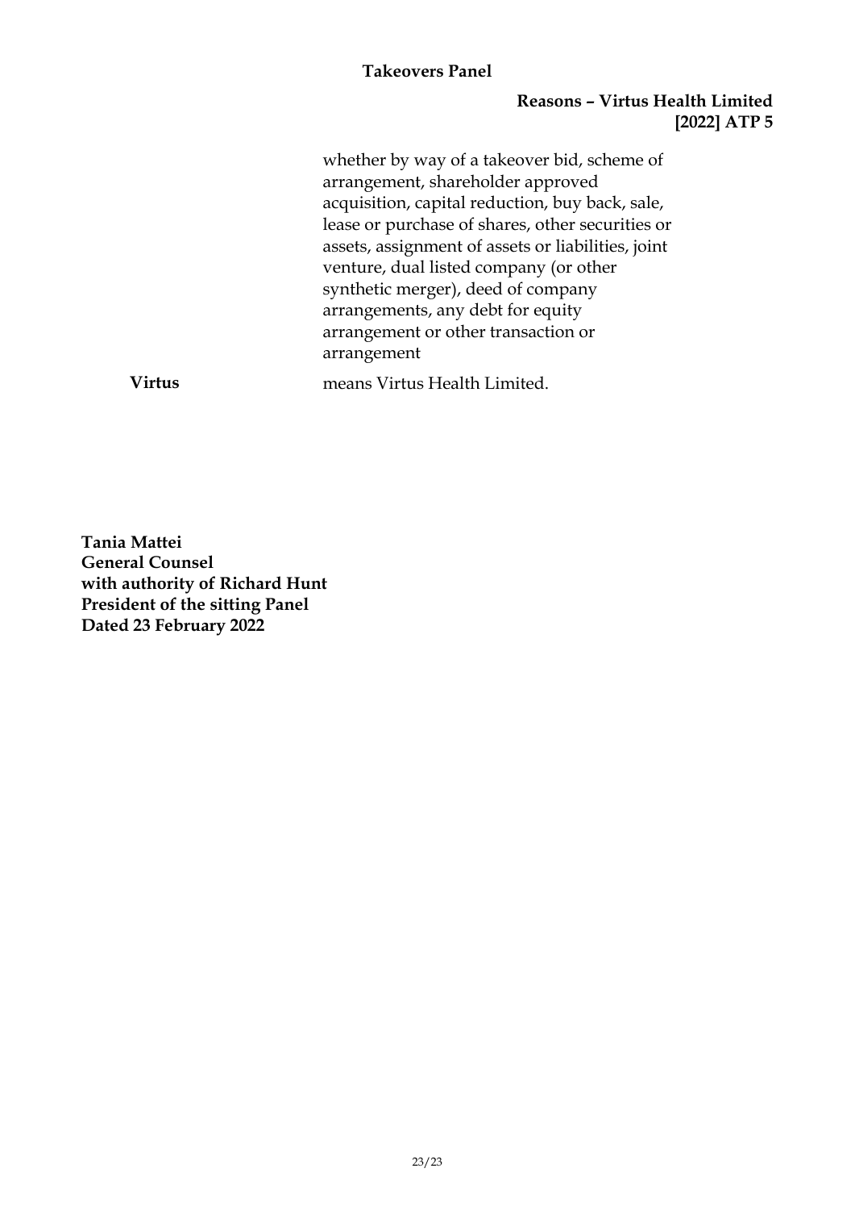|  |  |
|---|---|
|  | whether by way of a takeover bid, scheme of arrangement, shareholder approved acquisition, capital reduction, buy back, sale, lease or purchase of shares, other securities or assets, assignment of assets or liabilities, joint venture, dual listed company (or other synthetic merger), deed of company arrangements, any debt for equity arrangement or other transaction or arrangement |
| **Virtus** | means Virtus Health Limited. |

**Tania Mattei**
**General Counsel**
**with authority of Richard Hunt**
**President of the sitting Panel**
**Dated 23 February 2022**